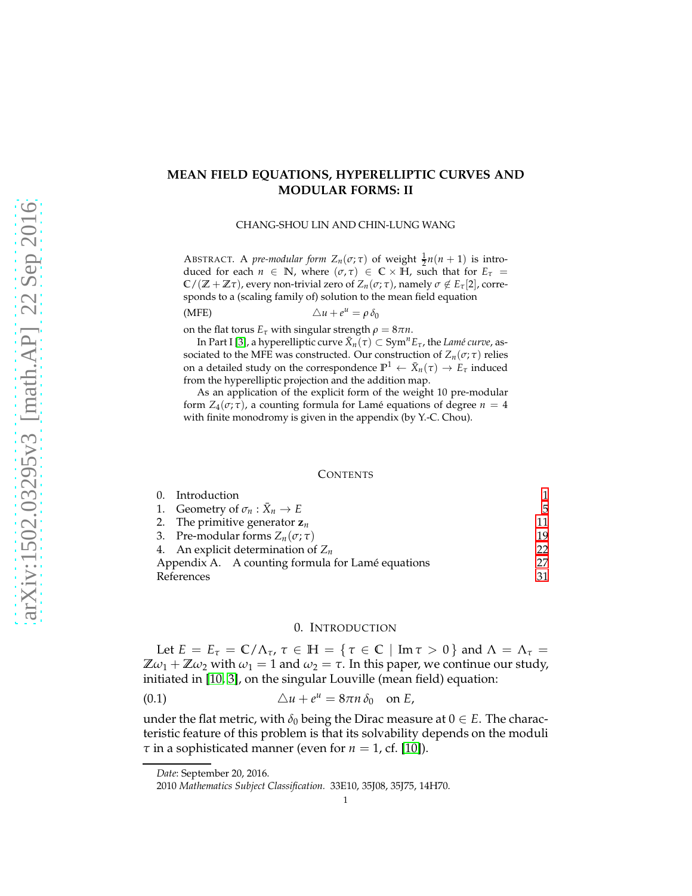# MEAN FIELD EQUATIONS, HYPERELLIPTIC CURVES AND MODULAR FORMS: II

CHANG-SHOU LIN AND CHIN-LUNG WANG

ABSTRACT. A *pre-modular form* $Z_n(\sigma;\tau)$ of weight $\frac{1}{2}n(n+1)$ is introduced for each $n \in \mathbb{N}$, where $(\sigma,\tau) \in \mathbb{C} \times \mathbb{H}$, such that for $E_\tau = \mathbb{C}/(\mathbb{Z}+\mathbb{Z}\tau)$, every non-trivial zero of $Z_n(\sigma;\tau)$, namely $\sigma \notin E_\tau[2]$, corresponds to a (scaling family of) solution to the mean field equation

$$\text{(MFE)} \qquad \triangle u + e^u = \rho\,\delta_0$$

on the flat torus $E_\tau$ with singular strength $\rho = 8\pi n$.

In Part I [3], a hyperelliptic curve $\bar{X}_n(\tau) \subset \operatorname{Sym}^n E_\tau$, the *Lamé curve*, associated to the MFE was constructed. Our construction of $Z_n(\sigma;\tau)$ relies on a detailed study on the correspondence $\mathbb{P}^1 \leftarrow \bar{X}_n(\tau) \to E_\tau$ induced from the hyperelliptic projection and the addition map.

As an application of the explicit form of the weight 10 pre-modular form $Z_4(\sigma;\tau)$, a counting formula for Lamé equations of degree $n = 4$ with finite monodromy is given in the appendix (by Y.-C. Chou).

CONTENTS

| | | |
|---|---|---|
| 0. | Introduction | 1 |
| 1. | Geometry of $\sigma_n : \bar{X}_n \to E$ | 5 |
| 2. | The primitive generator $\mathbf{z}_n$ | 11 |
| 3. | Pre-modular forms $Z_n(\sigma;\tau)$ | 19 |
| 4. | An explicit determination of $Z_n$ | 22 |
| Appendix A. | A counting formula for Lamé equations | 27 |
| References | | 31 |

## 0. INTRODUCTION

Let $E = E_\tau = \mathbb{C}/\Lambda_\tau$, $\tau \in \mathbb{H} = \{\,\tau \in \mathbb{C} \mid \operatorname{Im}\tau > 0\,\}$ and $\Lambda = \Lambda_\tau = \mathbb{Z}\omega_1 + \mathbb{Z}\omega_2$ with $\omega_1 = 1$ and $\omega_2 = \tau$. In this paper, we continue our study, initiated in [10, 3], on the singular Louville (mean field) equation:

$$\triangle u + e^u = 8\pi n\,\delta_0 \quad \text{on } E, \tag{0.1}$$

under the flat metric, with $\delta_0$ being the Dirac measure at $0 \in E$. The characteristic feature of this problem is that its solvability depends on the moduli $\tau$ in a sophisticated manner (even for $n = 1$, cf. [10]).

*Date*: September 20, 2016.

2010 *Mathematics Subject Classification.* 33E10, 35J08, 35J75, 14H70.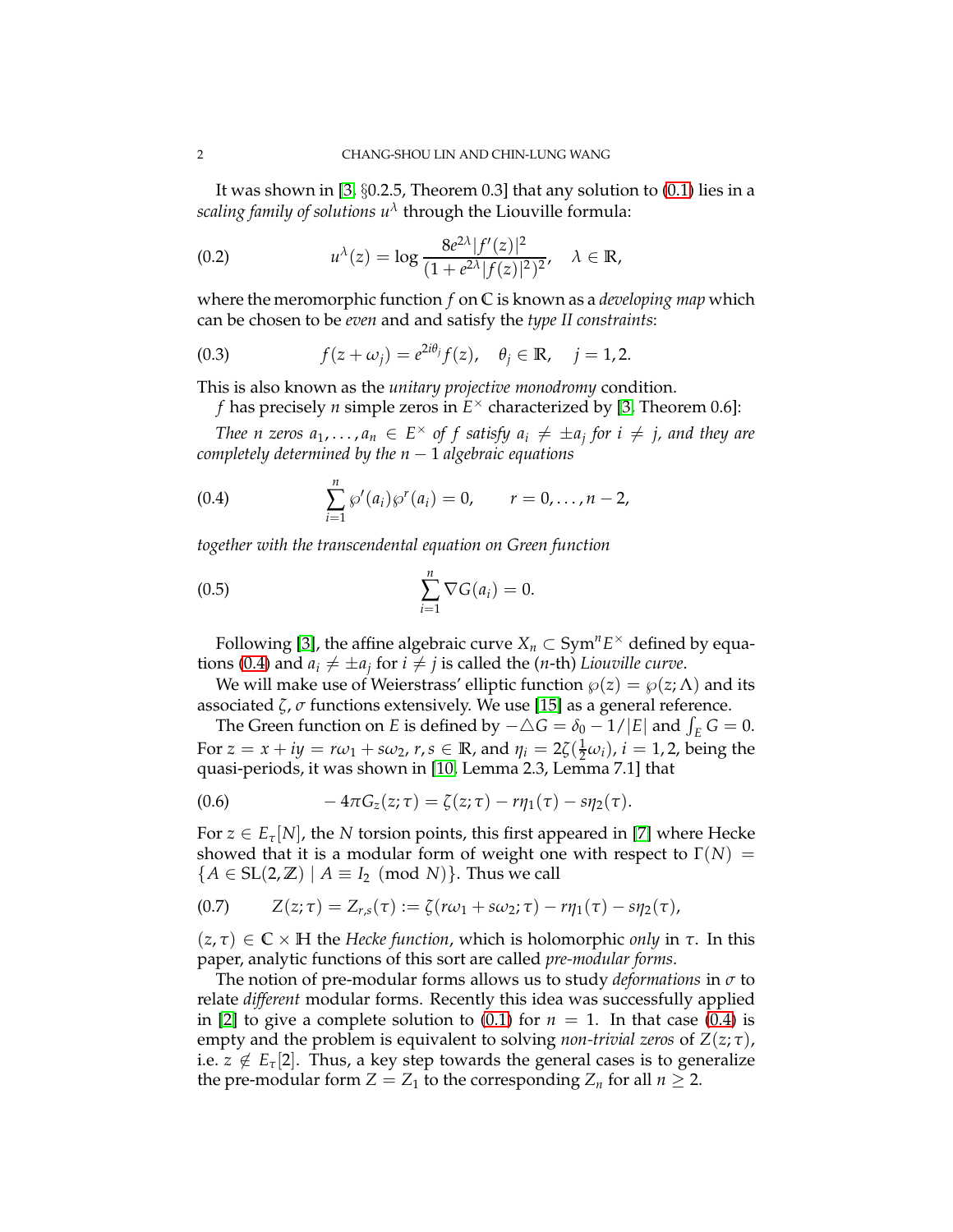It was shown in [3, §0.2.5, Theorem 0.3] that any solution to (0.1) lies in a *scaling family of solutions* $u^\lambda$ through the Liouville formula:

$$u^\lambda(z) = \log \frac{8e^{2\lambda}|f'(z)|^2}{(1+e^{2\lambda}|f(z)|^2)^2}, \quad \lambda \in \mathbb{R}, \tag{0.2}$$

where the meromorphic function $f$ on $\mathbb{C}$ is known as a *developing map* which can be chosen to be *even* and and satisfy the *type II constraints*:

$$f(z+\omega_j) = e^{2i\theta_j} f(z), \quad \theta_j \in \mathbb{R}, \quad j = 1, 2. \tag{0.3}$$

This is also known as the *unitary projective monodromy* condition.

$f$ has precisely $n$ simple zeros in $E^\times$ characterized by [3, Theorem 0.6]:

*Thee $n$ zeros $a_1, \ldots, a_n \in E^\times$ of $f$ satisfy $a_i \neq \pm a_j$ for $i \neq j$, and they are completely determined by the $n-1$ algebraic equations*

$$\sum_{i=1}^n \wp'(a_i)\wp^r(a_i) = 0, \qquad r = 0, \ldots, n-2, \tag{0.4}$$

*together with the transcendental equation on Green function*

$$\sum_{i=1}^n \nabla G(a_i) = 0. \tag{0.5}$$

Following [3], the affine algebraic curve $X_n \subset \mathrm{Sym}^n E^\times$ defined by equations (0.4) and $a_i \neq \pm a_j$ for $i \neq j$ is called the ($n$-th) *Liouville curve*.

We will make use of Weierstrass' elliptic function $\wp(z) = \wp(z; \Lambda)$ and its associated $\zeta$, $\sigma$ functions extensively. We use [15] as a general reference.

The Green function on $E$ is defined by $-\triangle G = \delta_0 - 1/|E|$ and $\int_E G = 0$. For $z = x + iy = r\omega_1 + s\omega_2$, $r, s \in \mathbb{R}$, and $\eta_i = 2\zeta(\frac{1}{2}\omega_i)$, $i = 1, 2$, being the quasi-periods, it was shown in [10, Lemma 2.3, Lemma 7.1] that

$$-4\pi G_z(z;\tau) = \zeta(z;\tau) - r\eta_1(\tau) - s\eta_2(\tau). \tag{0.6}$$

For $z \in E_\tau[N]$, the $N$ torsion points, this first appeared in [7] where Hecke showed that it is a modular form of weight one with respect to $\Gamma(N) = \{A \in \mathrm{SL}(2,\mathbb{Z}) \mid A \equiv I_2 \pmod{N}\}$. Thus we call

$$Z(z;\tau) = Z_{r,s}(\tau) := \zeta(r\omega_1 + s\omega_2; \tau) - r\eta_1(\tau) - s\eta_2(\tau), \tag{0.7}$$

$(z, \tau) \in \mathbb{C} \times \mathbb{H}$ the *Hecke function*, which is holomorphic *only* in $\tau$. In this paper, analytic functions of this sort are called *pre-modular forms*.

The notion of pre-modular forms allows us to study *deformations* in $\sigma$ to relate *different* modular forms. Recently this idea was successfully applied in [2] to give a complete solution to (0.1) for $n = 1$. In that case (0.4) is empty and the problem is equivalent to solving *non-trivial zeros* of $Z(z;\tau)$, i.e. $z \notin E_\tau[2]$. Thus, a key step towards the general cases is to generalize the pre-modular form $Z = Z_1$ to the corresponding $Z_n$ for all $n \geq 2$.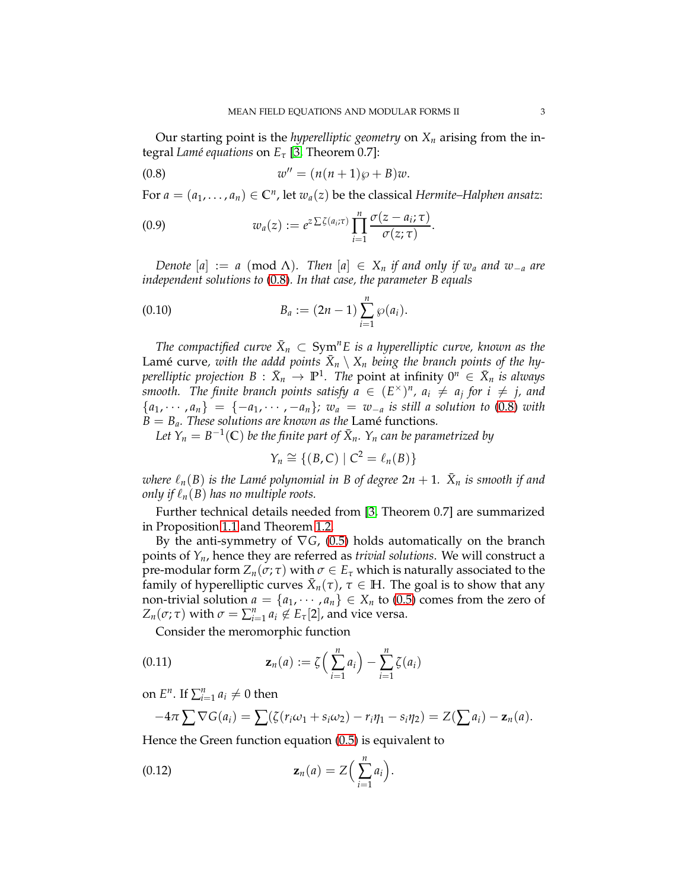Our starting point is the *hyperelliptic geometry* on $X_n$ arising from the integral *Lamé equations* on $E_\tau$ [3, Theorem 0.7]:

$$w'' = (n(n+1)\wp + B)w. \tag{0.8}$$

For $a = (a_1, \ldots, a_n) \in \mathbb{C}^n$, let $w_a(z)$ be the classical *Hermite–Halphen ansatz*:

$$w_a(z) := e^{z \sum \zeta(a_i;\tau)} \prod_{i=1}^{n} \frac{\sigma(z - a_i;\tau)}{\sigma(z;\tau)}. \tag{0.9}$$

*Denote* $[a] := a \pmod{\Lambda}$. *Then* $[a] \in X_n$ *if and only if* $w_a$ *and* $w_{-a}$ *are independent solutions to* (0.8). *In that case, the parameter* $B$ *equals*

$$B_a := (2n-1) \sum_{i=1}^{n} \wp(a_i). \tag{0.10}$$

*The compactified curve* $\bar{X}_n \subset \operatorname{Sym}^n E$ *is a hyperelliptic curve, known as the* Lamé curve, *with the addd points* $\bar{X}_n \setminus X_n$ *being the branch points of the hyperelliptic projection* $B : \bar{X}_n \to \mathbb{P}^1$. *The* point at infinity $0^n \in \bar{X}_n$ *is always smooth. The finite branch points satisfy* $a \in (E^\times)^n$, $a_i \neq a_j$ *for* $i \neq j$, *and* $\{a_1, \cdots, a_n\} = \{-a_1, \cdots, -a_n\}$; $w_a = w_{-a}$ *is still a solution to* (0.8) *with* $B = B_a$. *These solutions are known as the* Lamé functions.

*Let* $Y_n = B^{-1}(\mathbb{C})$ *be the finite part of* $\bar{X}_n$. $Y_n$ *can be parametrized by*

$$Y_n \cong \{(B, C) \mid C^2 = \ell_n(B)\}$$

*where* $\ell_n(B)$ *is the Lamé polynomial in* $B$ *of degree* $2n+1$. $\bar{X}_n$ *is smooth if and only if* $\ell_n(B)$ *has no multiple roots.*

Further technical details needed from [3, Theorem 0.7] are summarized in Proposition 1.1 and Theorem 1.2.

By the anti-symmetry of $\nabla G$, (0.5) holds automatically on the branch points of $Y_n$, hence they are referred as *trivial solutions*. We will construct a pre-modular form $Z_n(\sigma;\tau)$ with $\sigma \in E_\tau$ which is naturally associated to the family of hyperelliptic curves $\bar{X}_n(\tau)$, $\tau \in \mathbb{H}$. The goal is to show that any non-trivial solution $a = \{a_1, \cdots, a_n\} \in X_n$ to (0.5) comes from the zero of $Z_n(\sigma;\tau)$ with $\sigma = \sum_{i=1}^{n} a_i \notin E_\tau[2]$, and vice versa.

Consider the meromorphic function

$$\mathbf{z}_n(a) := \zeta\Big(\sum_{i=1}^{n} a_i\Big) - \sum_{i=1}^{n} \zeta(a_i) \tag{0.11}$$

on $E^n$. If $\sum_{i=1}^{n} a_i \neq 0$ then

$$-4\pi \sum \nabla G(a_i) = \sum (\zeta(r_i\omega_1 + s_i\omega_2) - r_i\eta_1 - s_i\eta_2) = Z\big(\sum a_i\big) - \mathbf{z}_n(a).$$

Hence the Green function equation (0.5) is equivalent to

$$\mathbf{z}_n(a) = Z\Big(\sum_{i=1}^{n} a_i\Big). \tag{0.12}$$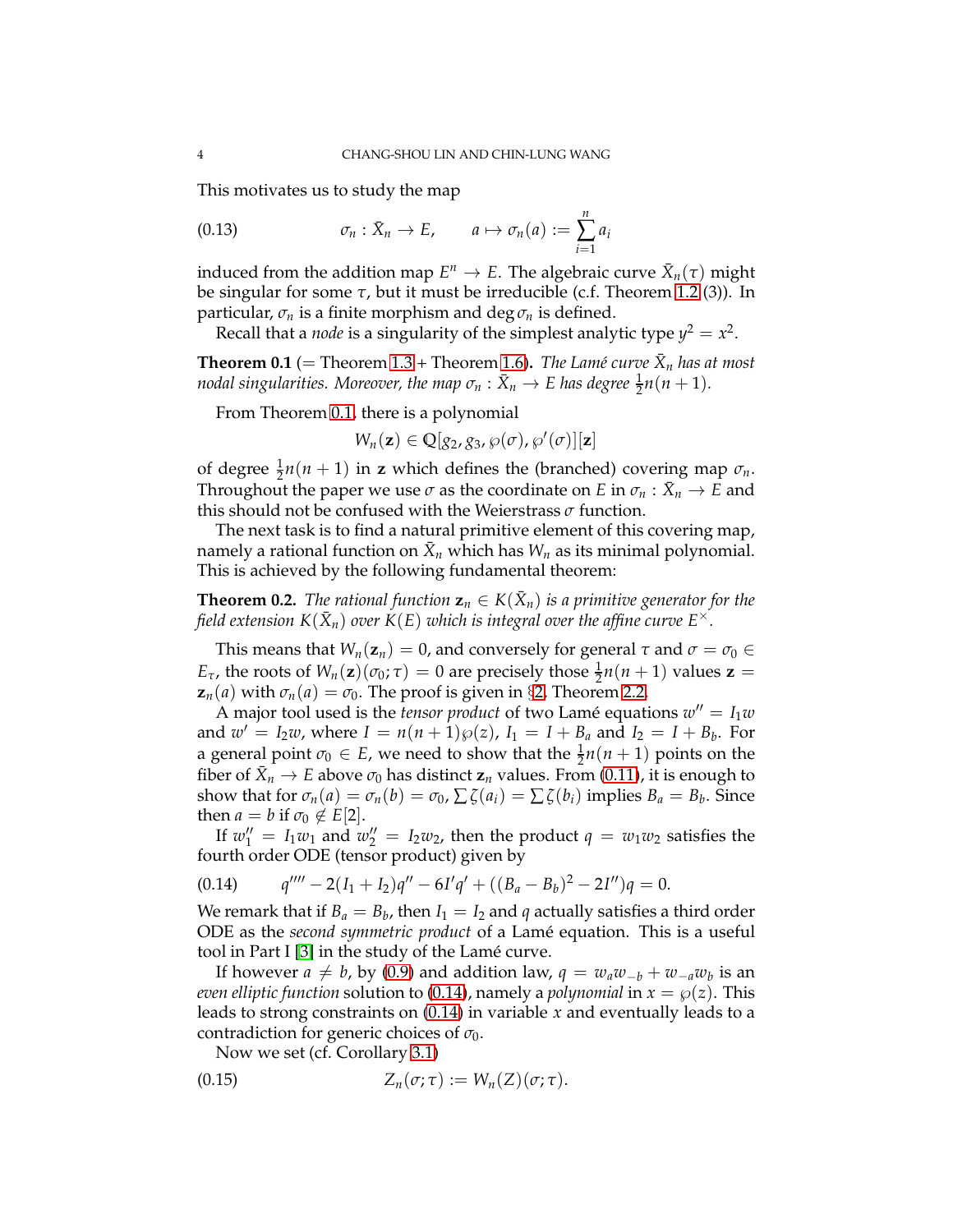This motivates us to study the map

$$\sigma_n : \bar{X}_n \to E, \qquad a \mapsto \sigma_n(a) := \sum_{i=1}^{n} a_i \tag{0.13}$$

induced from the addition map $E^n \to E$. The algebraic curve $\bar{X}_n(\tau)$ might be singular for some $\tau$, but it must be irreducible (c.f. Theorem 1.2 (3)). In particular, $\sigma_n$ is a finite morphism and $\deg \sigma_n$ is defined.

Recall that a *node* is a singularity of the simplest analytic type $y^2 = x^2$.

**Theorem 0.1** (= Theorem 1.3 + Theorem 1.6)**.** *The Lamé curve $\bar{X}_n$ has at most nodal singularities. Moreover, the map $\sigma_n : \bar{X}_n \to E$ has degree $\frac{1}{2}n(n+1)$.*

From Theorem 0.1, there is a polynomial

$$W_n(\mathbf{z}) \in \mathbb{Q}[g_2, g_3, \wp(\sigma), \wp'(\sigma)][\mathbf{z}]$$

of degree $\frac{1}{2}n(n+1)$ in $\mathbf{z}$ which defines the (branched) covering map $\sigma_n$. Throughout the paper we use $\sigma$ as the coordinate on $E$ in $\sigma_n : \bar{X}_n \to E$ and this should not be confused with the Weierstrass $\sigma$ function.

The next task is to find a natural primitive element of this covering map, namely a rational function on $\bar{X}_n$ which has $W_n$ as its minimal polynomial. This is achieved by the following fundamental theorem:

**Theorem 0.2.** *The rational function $\mathbf{z}_n \in K(\bar{X}_n)$ is a primitive generator for the field extension $K(\bar{X}_n)$ over $K(E)$ which is integral over the affine curve $E^\times$.*

This means that $W_n(\mathbf{z}_n) = 0$, and conversely for general $\tau$ and $\sigma = \sigma_0 \in E_\tau$, the roots of $W_n(\mathbf{z})(\sigma_0; \tau) = 0$ are precisely those $\frac{1}{2}n(n+1)$ values $\mathbf{z} = \mathbf{z}_n(a)$ with $\sigma_n(a) = \sigma_0$. The proof is given in §2, Theorem 2.2.

A major tool used is the *tensor product* of two Lamé equations $w'' = I_1 w$ and $w' = I_2 w$, where $I = n(n+1)\wp(z)$, $I_1 = I + B_a$ and $I_2 = I + B_b$. For a general point $\sigma_0 \in E$, we need to show that the $\frac{1}{2}n(n+1)$ points on the fiber of $\bar{X}_n \to E$ above $\sigma_0$ has distinct $\mathbf{z}_n$ values. From (0.11), it is enough to show that for $\sigma_n(a) = \sigma_n(b) = \sigma_0$, $\sum \zeta(a_i) = \sum \zeta(b_i)$ implies $B_a = B_b$. Since then $a = b$ if $\sigma_0 \notin E[2]$.

If $w_1'' = I_1 w_1$ and $w_2'' = I_2 w_2$, then the product $q = w_1 w_2$ satisfies the fourth order ODE (tensor product) given by

$$q'''' - 2(I_1 + I_2)q'' - 6I'q' + ((B_a - B_b)^2 - 2I'')q = 0. \tag{0.14}$$

We remark that if $B_a = B_b$, then $I_1 = I_2$ and $q$ actually satisfies a third order ODE as the *second symmetric product* of a Lamé equation. This is a useful tool in Part I [3] in the study of the Lamé curve.

If however $a \neq b$, by (0.9) and addition law, $q = w_a w_{-b} + w_{-a} w_b$ is an *even elliptic function* solution to (0.14), namely a *polynomial* in $x = \wp(z)$. This leads to strong constraints on (0.14) in variable $x$ and eventually leads to a contradiction for generic choices of $\sigma_0$.

Now we set (cf. Corollary 3.1)

$$Z_n(\sigma; \tau) := W_n(Z)(\sigma; \tau). \tag{0.15}$$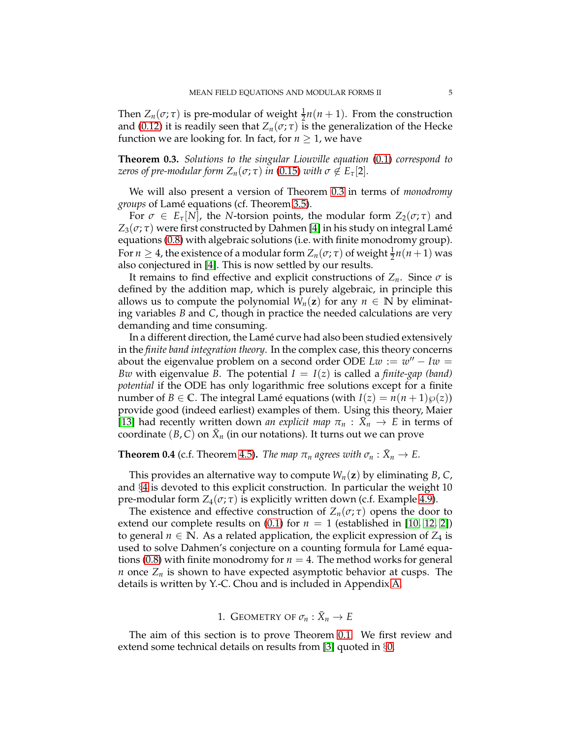Then $Z_n(\sigma;\tau)$ is pre-modular of weight $\frac{1}{2}n(n+1)$. From the construction and (0.12) it is readily seen that $Z_n(\sigma;\tau)$ is the generalization of the Hecke function we are looking for. In fact, for $n \geq 1$, we have

**Theorem 0.3.** *Solutions to the singular Liouville equation* (0.1) *correspond to zeros of pre-modular form $Z_n(\sigma;\tau)$ in* (0.15) *with $\sigma \notin E_\tau[2]$.*

We will also present a version of Theorem 0.3 in terms of *monodromy groups* of Lamé equations (cf. Theorem 3.5).

For $\sigma \in E_\tau[N]$, the $N$-torsion points, the modular form $Z_2(\sigma;\tau)$ and $Z_3(\sigma;\tau)$ were first constructed by Dahmen [4] in his study on integral Lamé equations (0.8) with algebraic solutions (i.e. with finite monodromy group). For $n \geq 4$, the existence of a modular form $Z_n(\sigma;\tau)$ of weight $\frac{1}{2}n(n+1)$ was also conjectured in [4]. This is now settled by our results.

It remains to find effective and explicit constructions of $Z_n$. Since $\sigma$ is defined by the addition map, which is purely algebraic, in principle this allows us to compute the polynomial $W_n(\mathbf{z})$ for any $n \in \mathbb{N}$ by eliminating variables $B$ and $C$, though in practice the needed calculations are very demanding and time consuming.

In a different direction, the Lamé curve had also been studied extensively in the *finite band integration theory*. In the complex case, this theory concerns about the eigenvalue problem on a second order ODE $Lw := w'' - Iw = Bw$ with eigenvalue $B$. The potential $I = I(z)$ is called a *finite-gap (band) potential* if the ODE has only logarithmic free solutions except for a finite number of $B \in \mathbb{C}$. The integral Lamé equations (with $I(z) = n(n+1)\wp(z)$) provide good (indeed earliest) examples of them. Using this theory, Maier [13] had recently written down *an explicit map* $\pi_n : \bar{X}_n \to E$ in terms of coordinate $(B, C)$ on $\bar{X}_n$ (in our notations). It turns out we can prove

**Theorem 0.4** (c.f. Theorem 4.5)**.** *The map $\pi_n$ agrees with $\sigma_n : \bar{X}_n \to E$.*

This provides an alternative way to compute $W_n(\mathbf{z})$ by eliminating $B$, $C$, and §4 is devoted to this explicit construction. In particular the weight 10 pre-modular form $Z_4(\sigma;\tau)$ is explicitly written down (c.f. Example 4.9).

The existence and effective construction of $Z_n(\sigma;\tau)$ opens the door to extend our complete results on (0.1) for $n = 1$ (established in [10, 12, 2]) to general $n \in \mathbb{N}$. As a related application, the explicit expression of $Z_4$ is used to solve Dahmen's conjecture on a counting formula for Lamé equations (0.8) with finite monodromy for $n = 4$. The method works for general $n$ once $Z_n$ is shown to have expected asymptotic behavior at cusps. The details is written by Y.-C. Chou and is included in Appendix A.

## 1. Geometry of $\sigma_n : \bar{X}_n \to E$

The aim of this section is to prove Theorem 0.1. We first review and extend some technical details on results from [3] quoted in §0.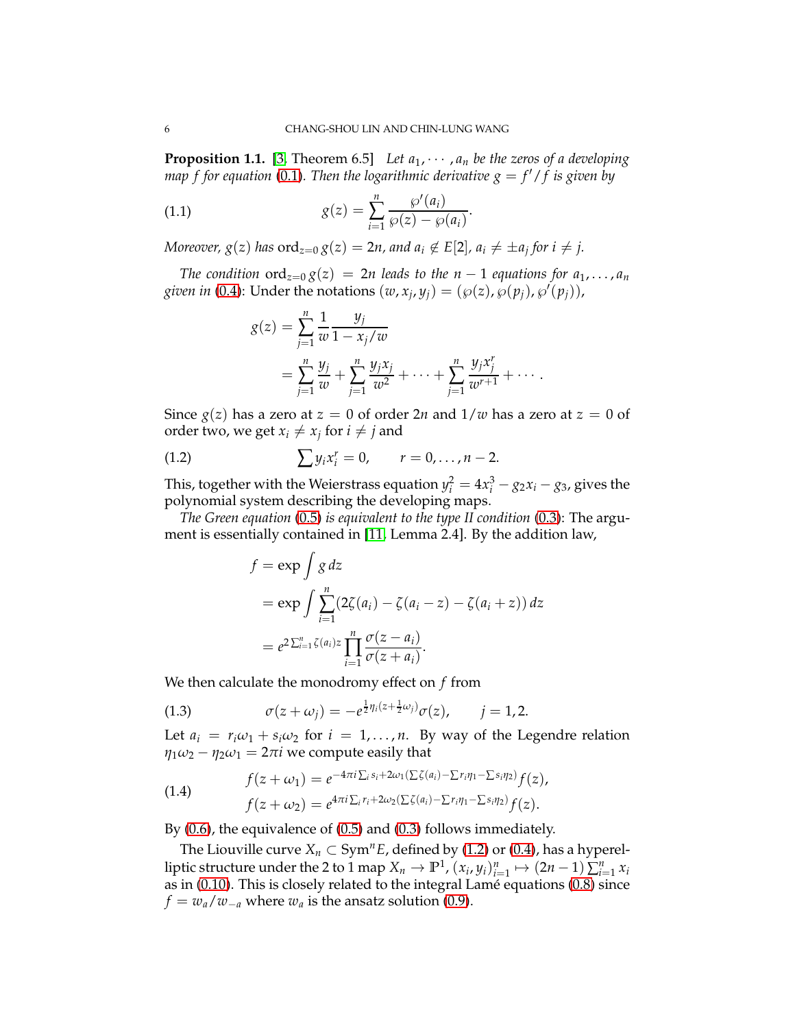**Proposition 1.1.** [3, Theorem 6.5] *Let $a_1, \cdots, a_n$ be the zeros of a developing map $f$ for equation (0.1). Then the logarithmic derivative $g = f'/f$ is given by*

$$g(z) = \sum_{i=1}^{n} \frac{\wp'(a_i)}{\wp(z) - \wp(a_i)}. \tag{1.1}$$

*Moreover, $g(z)$ has $\operatorname{ord}_{z=0} g(z) = 2n$, and $a_i \notin E[2]$, $a_i \neq \pm a_j$ for $i \neq j$.*

*The condition $\operatorname{ord}_{z=0} g(z) = 2n$ leads to the $n-1$ equations for $a_1, \ldots, a_n$ given in* (0.4): Under the notations $(w, x_j, y_j) = (\wp(z), \wp(p_j), \wp'(p_j))$,

$$\begin{aligned}
g(z) &= \sum_{j=1}^{n} \frac{1}{w} \frac{y_j}{1 - x_j/w} \\
&= \sum_{j=1}^{n} \frac{y_j}{w} + \sum_{j=1}^{n} \frac{y_j x_j}{w^2} + \cdots + \sum_{j=1}^{n} \frac{y_j x_j^r}{w^{r+1}} + \cdots.
\end{aligned}$$

Since $g(z)$ has a zero at $z = 0$ of order $2n$ and $1/w$ has a zero at $z = 0$ of order two, we get $x_i \neq x_j$ for $i \neq j$ and

$$\sum y_i x_i^r = 0, \qquad r = 0, \ldots, n-2. \tag{1.2}$$

This, together with the Weierstrass equation $y_i^2 = 4x_i^3 - g_2 x_i - g_3$, gives the polynomial system describing the developing maps.

*The Green equation* (0.5) *is equivalent to the type II condition* (0.3): The argument is essentially contained in [11, Lemma 2.4]. By the addition law,

$$\begin{aligned}
f &= \exp \int g \, dz \\
&= \exp \int \sum_{i=1}^{n} (2\zeta(a_i) - \zeta(a_i - z) - \zeta(a_i + z)) \, dz \\
&= e^{2 \sum_{i=1}^{n} \zeta(a_i) z} \prod_{i=1}^{n} \frac{\sigma(z - a_i)}{\sigma(z + a_i)}.
\end{aligned}$$

We then calculate the monodromy effect on $f$ from

$$\sigma(z + \omega_j) = -e^{\frac{1}{2}\eta_i (z + \frac{1}{2}\omega_j)} \sigma(z), \qquad j = 1, 2. \tag{1.3}$$

Let $a_i = r_i \omega_1 + s_i \omega_2$ for $i = 1, \ldots, n$. By way of the Legendre relation $\eta_1 \omega_2 - \eta_2 \omega_1 = 2\pi i$ we compute easily that

$$\begin{aligned}
f(z + \omega_1) &= e^{-4\pi i \sum_i s_i + 2\omega_1 (\sum \zeta(a_i) - \sum r_i \eta_1 - \sum s_i \eta_2)} f(z), \\
f(z + \omega_2) &= e^{4\pi i \sum_i r_i + 2\omega_2 (\sum \zeta(a_i) - \sum r_i \eta_1 - \sum s_i \eta_2)} f(z).
\end{aligned} \tag{1.4}$$

By (0.6), the equivalence of (0.5) and (0.3) follows immediately.

The Liouville curve $X_n \subset \operatorname{Sym}^n E$, defined by (1.2) or (0.4), has a hyperelliptic structure under the 2 to 1 map $X_n \to \mathbb{P}^1$, $(x_i, y_i)_{i=1}^n \mapsto (2n-1) \sum_{i=1}^n x_i$ as in (0.10). This is closely related to the integral Lamé equations (0.8) since $f = w_a / w_{-a}$ where $w_a$ is the ansatz solution (0.9).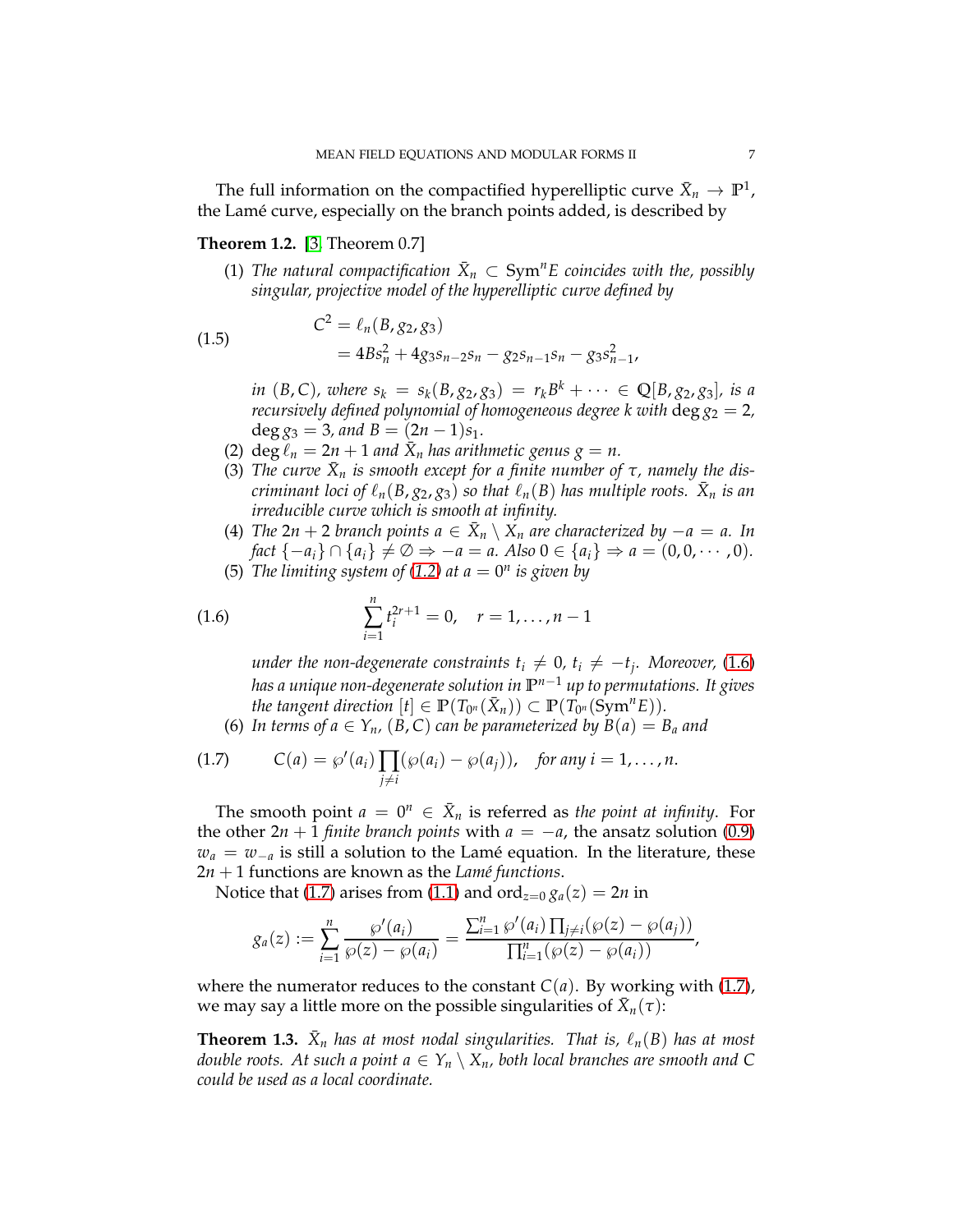The full information on the compactified hyperelliptic curve $\bar{X}_n \to \mathbb{P}^1$, the Lamé curve, especially on the branch points added, is described by

**Theorem 1.2.** [3, Theorem 0.7]

1. *The natural compactification $\bar{X}_n \subset \operatorname{Sym}^n E$ coincides with the, possibly singular, projective model of the hyperelliptic curve defined by*

$$
\begin{aligned}
C^2 &= \ell_n(B, g_2, g_3) \\
&= 4Bs_n^2 + 4g_3 s_{n-2} s_n - g_2 s_{n-1} s_n - g_3 s_{n-1}^2,
\end{aligned}
\tag{1.5}
$$

   *in $(B, C)$, where $s_k = s_k(B, g_2, g_3) = r_k B^k + \cdots \in \mathbb{Q}[B, g_2, g_3]$, is a recursively defined polynomial of homogeneous degree $k$ with $\deg g_2 = 2$, $\deg g_3 = 3$, and $B = (2n-1)s_1$.*
2. $\deg \ell_n = 2n+1$ *and $\bar{X}_n$ has arithmetic genus $g = n$.*
3. *The curve $\bar{X}_n$ is smooth except for a finite number of $\tau$, namely the discriminant loci of $\ell_n(B, g_2, g_3)$ so that $\ell_n(B)$ has multiple roots. $\bar{X}_n$ is an irreducible curve which is smooth at infinity.*
4. *The $2n+2$ branch points $a \in \bar{X}_n \setminus X_n$ are characterized by $-a = a$. In fact $\{-a_i\} \cap \{a_i\} \neq \emptyset \Rightarrow -a = a$. Also $0 \in \{a_i\} \Rightarrow a = (0, 0, \cdots, 0)$.*
5. *The limiting system of (1.2) at $a = 0^n$ is given by*

$$
\sum_{i=1}^{n} t_i^{2r+1} = 0, \quad r = 1, \ldots, n-1 \tag{1.6}
$$

   *under the non-degenerate constraints $t_i \neq 0$, $t_i \neq -t_j$. Moreover, (1.6) has a unique non-degenerate solution in $\mathbb{P}^{n-1}$ up to permutations. It gives the tangent direction $[t] \in \mathbb{P}(T_{0^n}(\bar{X}_n)) \subset \mathbb{P}(T_{0^n}(\operatorname{Sym}^n E))$.*
6. *In terms of $a \in Y_n$, $(B, C)$ can be parameterized by $B(a) = B_a$ and*

$$
C(a) = \wp'(a_i) \prod_{j \neq i} (\wp(a_i) - \wp(a_j)), \quad \text{for any } i = 1, \ldots, n. \tag{1.7}
$$

The smooth point $a = 0^n \in \bar{X}_n$ is referred as *the point at infinity*. For the other $2n+1$ *finite branch points* with $a = -a$, the ansatz solution (0.9) $w_a = w_{-a}$ is still a solution to the Lamé equation. In the literature, these $2n+1$ functions are known as the *Lamé functions*.

Notice that (1.7) arises from (1.1) and $\operatorname{ord}_{z=0} g_a(z) = 2n$ in

$$
g_a(z) := \sum_{i=1}^{n} \frac{\wp'(a_i)}{\wp(z) - \wp(a_i)} = \frac{\sum_{i=1}^{n} \wp'(a_i) \prod_{j \neq i} (\wp(z) - \wp(a_j))}{\prod_{i=1}^{n} (\wp(z) - \wp(a_i))},
$$

where the numerator reduces to the constant $C(a)$. By working with (1.7), we may say a little more on the possible singularities of $\bar{X}_n(\tau)$:

**Theorem 1.3.** *$\bar{X}_n$ has at most nodal singularities. That is, $\ell_n(B)$ has at most double roots. At such a point $a \in Y_n \setminus X_n$, both local branches are smooth and $C$ could be used as a local coordinate.*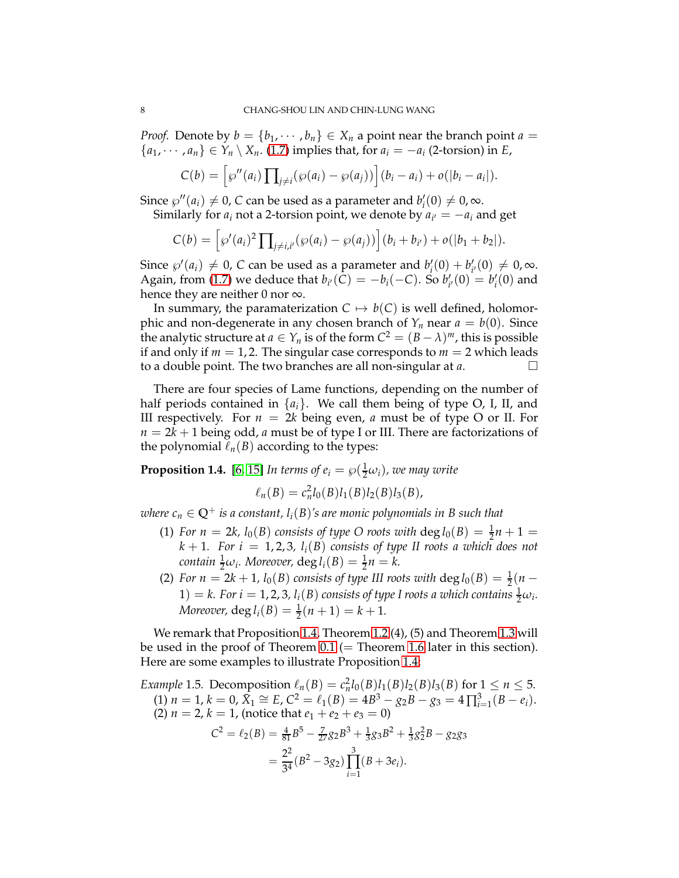*Proof.* Denote by $b = \{b_1, \cdots, b_n\} \in X_n$ a point near the branch point $a = \{a_1, \cdots, a_n\} \in Y_n \setminus X_n$. (1.7) implies that, for $a_i = -a_i$ (2-torsion) in $E$,

$$C(b) = \left[\wp''(a_i) \prod_{j \neq i} (\wp(a_i) - \wp(a_j))\right](b_i - a_i) + o(|b_i - a_i|).$$

Since $\wp''(a_i) \neq 0$, $C$ can be used as a parameter and $b_i'(0) \neq 0, \infty$.

Similarly for $a_i$ not a 2-torsion point, we denote by $a_{i'} = -a_i$ and get

$$C(b) = \left[\wp'(a_i)^2 \prod_{j \neq i, i'} (\wp(a_i) - \wp(a_j))\right](b_i + b_{i'}) + o(|b_1 + b_2|).$$

Since $\wp'(a_i) \neq 0$, $C$ can be used as a parameter and $b_i'(0) + b_{i'}'(0) \neq 0, \infty$. Again, from (1.7) we deduce that $b_{i'}(C) = -b_i(-C)$. So $b_{i'}'(0) = b_i'(0)$ and hence they are neither 0 nor $\infty$.

In summary, the paramaterization $C \mapsto b(C)$ is well defined, holomorphic and non-degenerate in any chosen branch of $Y_n$ near $a = b(0)$. Since the analytic structure at $a \in Y_n$ is of the form $C^2 = (B - \lambda)^m$, this is possible if and only if $m = 1, 2$. The singular case corresponds to $m = 2$ which leads to a double point. The two branches are all non-singular at $a$. $\square$

There are four species of Lame functions, depending on the number of half periods contained in $\{a_i\}$. We call them being of type O, I, II, and III respectively. For $n = 2k$ being even, $a$ must be of type O or II. For $n = 2k + 1$ being odd, $a$ must be of type I or III. There are factorizations of the polynomial $\ell_n(B)$ according to the types:

**Proposition 1.4.** [6, 15] *In terms of $e_i = \wp(\frac{1}{2}\omega_i)$, we may write*

$$\ell_n(B) = c_n^2 l_0(B) l_1(B) l_2(B) l_3(B),$$

*where $c_n \in \mathbb{Q}^+$ is a constant, $l_i(B)$'s are monic polynomials in $B$ such that*

(1) *For $n = 2k$, $l_0(B)$ consists of type O roots with $\deg l_0(B) = \frac{1}{2}n + 1 = k + 1$. For $i = 1, 2, 3$, $l_i(B)$ consists of type II roots $a$ which does not contain $\frac{1}{2}\omega_i$. Moreover, $\deg l_i(B) = \frac{1}{2}n = k$.*

(2) *For $n = 2k + 1$, $l_0(B)$ consists of type III roots with $\deg l_0(B) = \frac{1}{2}(n - 1) = k$. For $i = 1, 2, 3$, $l_i(B)$ consists of type I roots $a$ which contains $\frac{1}{2}\omega_i$. Moreover, $\deg l_i(B) = \frac{1}{2}(n + 1) = k + 1$.*

We remark that Proposition 1.4, Theorem 1.2 (4), (5) and Theorem 1.3 will be used in the proof of Theorem 0.1 (= Theorem 1.6 later in this section). Here are some examples to illustrate Proposition 1.4:

*Example* 1.5. Decomposition $\ell_n(B) = c_n^2 l_0(B) l_1(B) l_2(B) l_3(B)$ for $1 \leq n \leq 5$.

(1) $n = 1$, $k = 0$, $\bar{X}_1 \cong E$, $C^2 = \ell_1(B) = 4B^3 - g_2 B - g_3 = 4\prod_{i=1}^3 (B - e_i)$.

(2) $n = 2$, $k = 1$, (notice that $e_1 + e_2 + e_3 = 0$)

$$\begin{aligned} C^2 = \ell_2(B) &= \tfrac{4}{81}B^5 - \tfrac{7}{27}g_2 B^3 + \tfrac{1}{3}g_3 B^2 + \tfrac{1}{3}g_2^2 B - g_2 g_3 \\ &= \frac{2^2}{3^4}(B^2 - 3g_2)\prod_{i=1}^{3}(B + 3e_i). \end{aligned}$$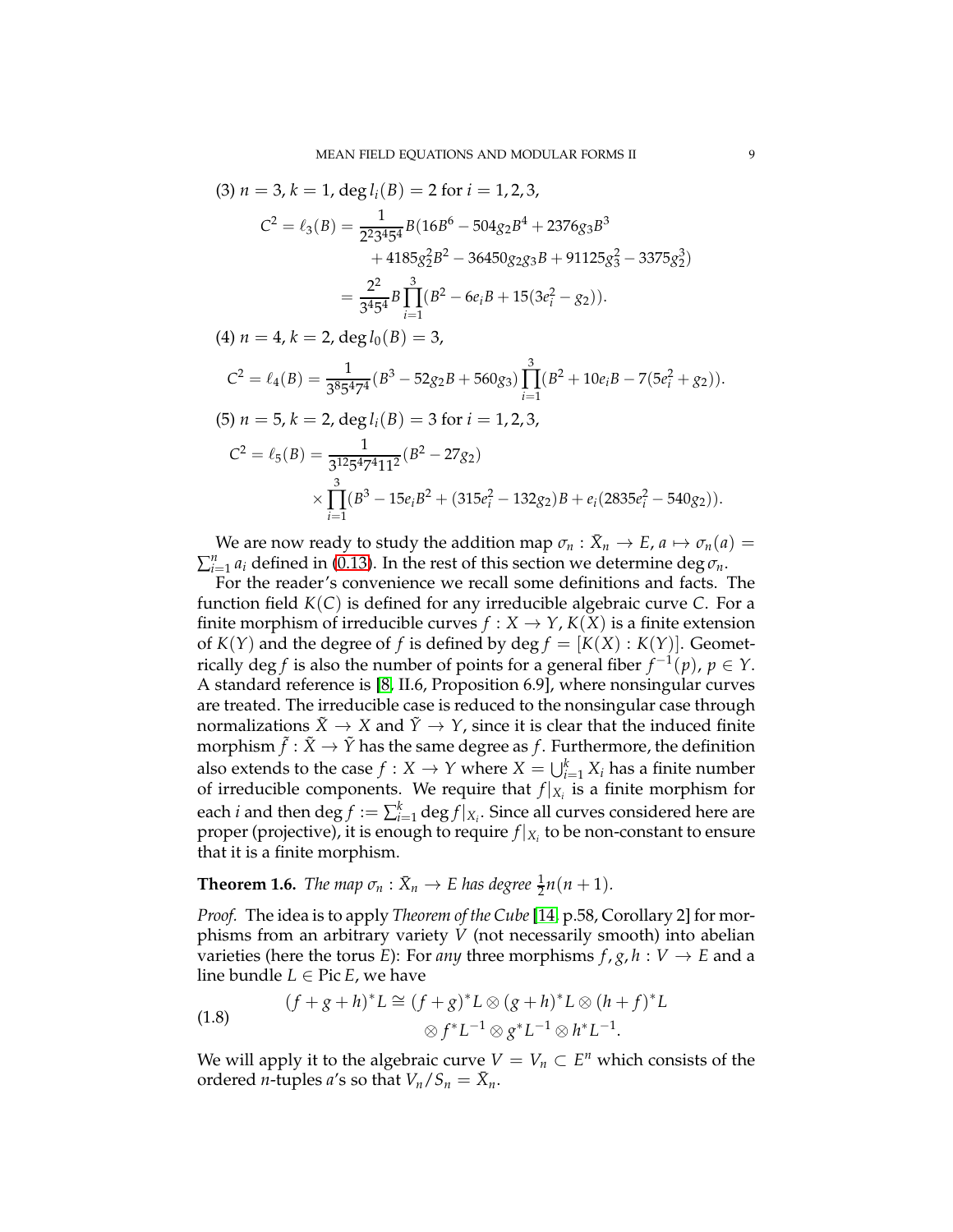(3) $n = 3$, $k = 1$, $\deg l_i(B) = 2$ for $i = 1, 2, 3$,

$$
\begin{aligned}
C^2 = \ell_3(B) &= \frac{1}{2^2 3^4 5^4} B(16B^6 - 504g_2B^4 + 2376g_3B^3 \\
&\qquad + 4185g_2^2B^2 - 36450g_2g_3B + 91125g_3^2 - 3375g_2^3) \\
&= \frac{2^2}{3^4 5^4} B \prod_{i=1}^{3} (B^2 - 6e_iB + 15(3e_i^2 - g_2)).
\end{aligned}
$$

(4) $n = 4$, $k = 2$, $\deg l_0(B) = 3$,

$$
C^2 = \ell_4(B) = \frac{1}{3^8 5^4 7^4} (B^3 - 52g_2B + 560g_3) \prod_{i=1}^{3} (B^2 + 10e_iB - 7(5e_i^2 + g_2)).
$$

(5) $n = 5$, $k = 2$, $\deg l_i(B) = 3$ for $i = 1, 2, 3$,

$$
\begin{aligned}
C^2 = \ell_5(B) &= \frac{1}{3^{12} 5^4 7^4 11^2} (B^2 - 27g_2) \\
&\quad \times \prod_{i=1}^{3} (B^3 - 15e_iB^2 + (315e_i^2 - 132g_2)B + e_i(2835e_i^2 - 540g_2)).
\end{aligned}
$$

We are now ready to study the addition map $\sigma_n : \bar{X}_n \to E$, $a \mapsto \sigma_n(a) = \sum_{i=1}^{n} a_i$ defined in (0.13). In the rest of this section we determine $\deg \sigma_n$.

For the reader's convenience we recall some definitions and facts. The function field $K(C)$ is defined for any irreducible algebraic curve $C$. For a finite morphism of irreducible curves $f : X \to Y$, $K(X)$ is a finite extension of $K(Y)$ and the degree of $f$ is defined by $\deg f = [K(X) : K(Y)]$. Geometrically $\deg f$ is also the number of points for a general fiber $f^{-1}(p)$, $p \in Y$. A standard reference is [8, II.6, Proposition 6.9], where nonsingular curves are treated. The irreducible case is reduced to the nonsingular case through normalizations $\tilde{X} \to X$ and $\tilde{Y} \to Y$, since it is clear that the induced finite morphism $\tilde{f} : \tilde{X} \to \tilde{Y}$ has the same degree as $f$. Furthermore, the definition also extends to the case $f : X \to Y$ where $X = \bigcup_{i=1}^{k} X_i$ has a finite number of irreducible components. We require that $f|_{X_i}$ is a finite morphism for each $i$ and then $\deg f := \sum_{i=1}^{k} \deg f|_{X_i}$. Since all curves considered here are proper (projective), it is enough to require $f|_{X_i}$ to be non-constant to ensure that it is a finite morphism.

**Theorem 1.6.** *The map $\sigma_n : \bar{X}_n \to E$ has degree $\frac{1}{2}n(n+1)$.*

*Proof.* The idea is to apply *Theorem of the Cube* [14, p.58, Corollary 2] for morphisms from an arbitrary variety $V$ (not necessarily smooth) into abelian varieties (here the torus $E$): For *any* three morphisms $f, g, h : V \to E$ and a line bundle $L \in \operatorname{Pic} E$, we have

$$
\begin{aligned}
(f + g + h)^*L \cong\; & (f + g)^*L \otimes (g + h)^*L \otimes (h + f)^*L \\
& \otimes f^*L^{-1} \otimes g^*L^{-1} \otimes h^*L^{-1}.
\end{aligned}
\tag{1.8}
$$

We will apply it to the algebraic curve $V = V_n \subset E^n$ which consists of the ordered $n$-tuples $a$'s so that $V_n / S_n = \bar{X}_n$.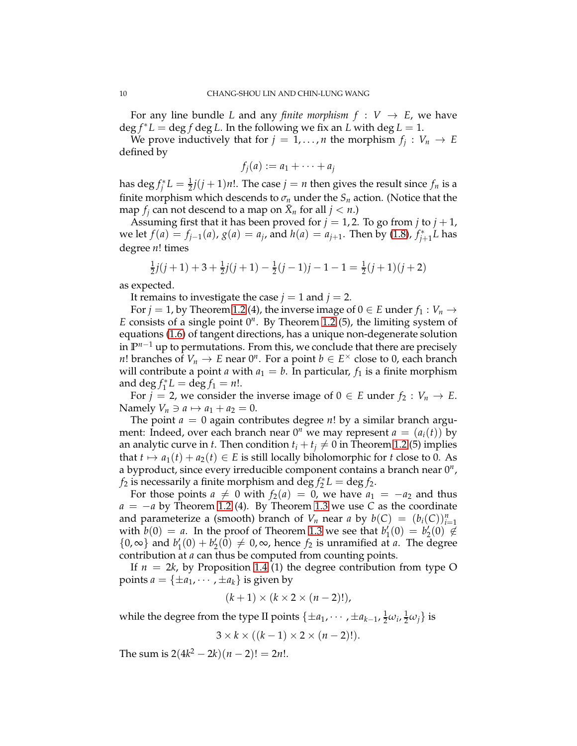For any line bundle $L$ and any *finite morphism* $f : V \to E$, we have $\deg f^* L = \deg f \deg L$. In the following we fix an $L$ with $\deg L = 1$.

We prove inductively that for $j = 1, \ldots, n$ the morphism $f_j : V_n \to E$ defined by

$$f_j(a) := a_1 + \cdots + a_j$$

has $\deg f_j^* L = \frac{1}{2} j(j+1) n!$. The case $j = n$ then gives the result since $f_n$ is a finite morphism which descends to $\sigma_n$ under the $S_n$ action. (Notice that the map $f_j$ can not descend to a map on $\bar{X}_n$ for all $j < n$.)

Assuming first that it has been proved for $j = 1, 2$. To go from $j$ to $j+1$, we let $f(a) = f_{j-1}(a)$, $g(a) = a_j$, and $h(a) = a_{j+1}$. Then by (1.8), $f_{j+1}^* L$ has degree $n!$ times

$$\tfrac{1}{2} j(j+1) + 3 + \tfrac{1}{2} j(j+1) - \tfrac{1}{2}(j-1)j - 1 - 1 = \tfrac{1}{2}(j+1)(j+2)$$

as expected.

It remains to investigate the case $j = 1$ and $j = 2$.

For $j = 1$, by Theorem 1.2 (4), the inverse image of $0 \in E$ under $f_1 : V_n \to E$ consists of a single point $0^n$. By Theorem 1.2 (5), the limiting system of equations (1.6) of tangent directions, has a unique non-degenerate solution in $\mathbb{P}^{n-1}$ up to permutations. From this, we conclude that there are precisely $n!$ branches of $V_n \to E$ near $0^n$. For a point $b \in E^\times$ close to 0, each branch will contribute a point $a$ with $a_1 = b$. In particular, $f_1$ is a finite morphism and $\deg f_1^* L = \deg f_1 = n!$.

For $j = 2$, we consider the inverse image of $0 \in E$ under $f_2 : V_n \to E$. Namely $V_n \ni a \mapsto a_1 + a_2 = 0$.

The point $a = 0$ again contributes degree $n!$ by a similar branch argument: Indeed, over each branch near $0^n$ we may represent $a = (a_i(t))$ by an analytic curve in $t$. Then condition $t_i + t_j \neq 0$ in Theorem 1.2 (5) implies that $t \mapsto a_1(t) + a_2(t) \in E$ is still locally biholomorphic for $t$ close to 0. As a byproduct, since every irreducible component contains a branch near $0^n$, $f_2$ is necessarily a finite morphism and $\deg f_2^* L = \deg f_2$.

For those points $a \neq 0$ with $f_2(a) = 0$, we have $a_1 = -a_2$ and thus $a = -a$ by Theorem 1.2 (4). By Theorem 1.3 we use $C$ as the coordinate and parameterize a (smooth) branch of $V_n$ near $a$ by $b(C) = (b_i(C))_{i=1}^n$ with $b(0) = a$. In the proof of Theorem 1.3 we see that $b_1'(0) = b_2'(0) \notin \{0, \infty\}$ and $b_1'(0) + b_2'(0) \neq 0, \infty$, hence $f_2$ is unramified at $a$. The degree contribution at $a$ can thus be computed from counting points.

If $n = 2k$, by Proposition 1.4 (1) the degree contribution from type O points $a = \{\pm a_1, \cdots, \pm a_k\}$ is given by

$$(k+1) \times (k \times 2 \times (n-2)!),$$

while the degree from the type II points $\{\pm a_1, \cdots, \pm a_{k-1}, \frac{1}{2}\omega_i, \frac{1}{2}\omega_j\}$ is

$$3 \times k \times ((k-1) \times 2 \times (n-2)!).$$

The sum is $2(4k^2 - 2k)(n-2)! = 2n!$.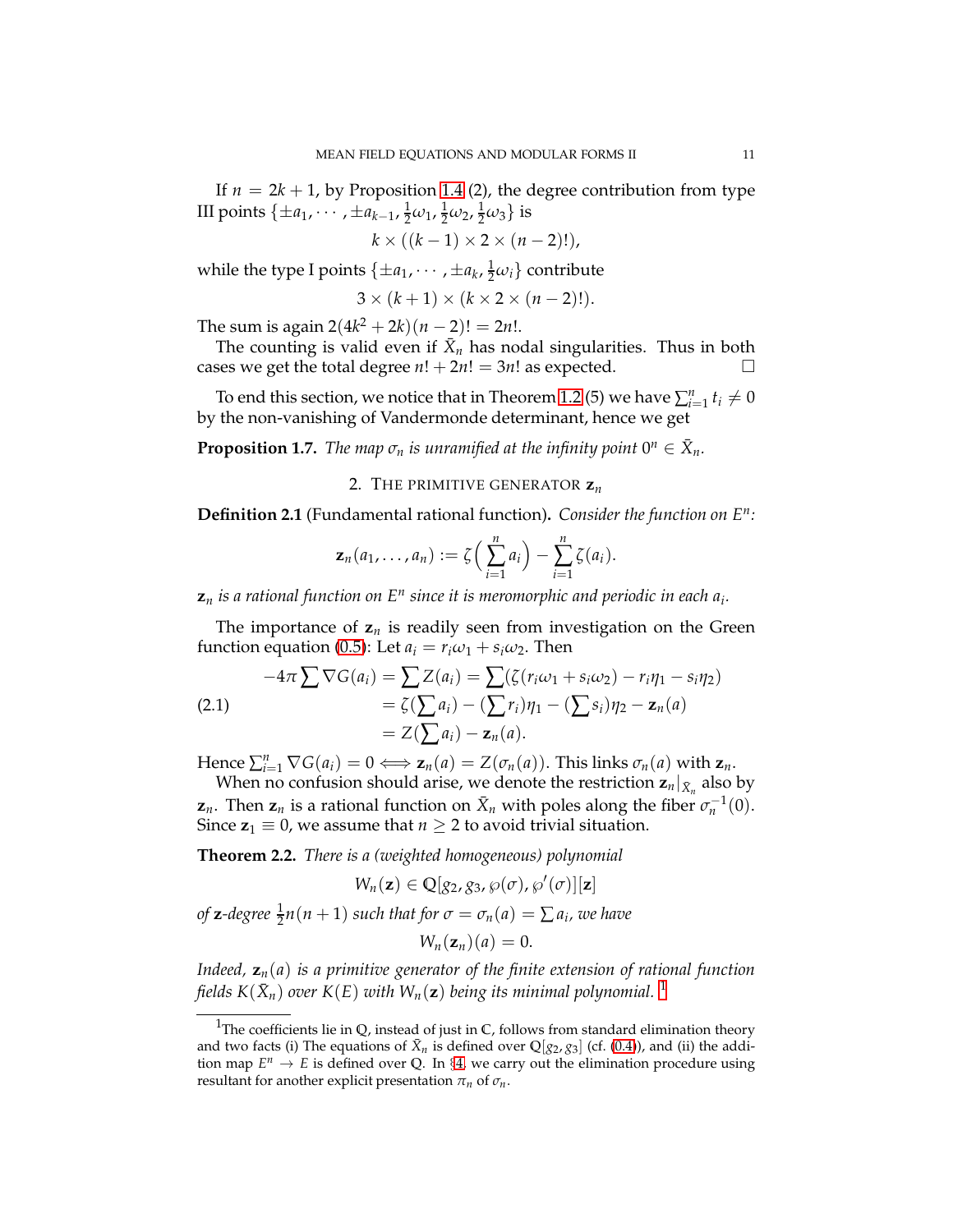If $n = 2k+1$, by Proposition 1.4 (2), the degree contribution from type III points $\{\pm a_1, \cdots, \pm a_{k-1}, \frac{1}{2}\omega_1, \frac{1}{2}\omega_2, \frac{1}{2}\omega_3\}$ is

$$k \times ((k-1) \times 2 \times (n-2)!),$$

while the type I points $\{\pm a_1, \cdots, \pm a_k, \frac{1}{2}\omega_i\}$ contribute

$$3 \times (k+1) \times (k \times 2 \times (n-2)!).$$

The sum is again $2(4k^2 + 2k)(n-2)! = 2n!$.

The counting is valid even if $\bar{X}_n$ has nodal singularities. Thus in both cases we get the total degree $n! + 2n! = 3n!$ as expected. $\square$

To end this section, we notice that in Theorem 1.2 (5) we have $\sum_{i=1}^n t_i \neq 0$ by the non-vanishing of Vandermonde determinant, hence we get

**Proposition 1.7.** *The map $\sigma_n$ is unramified at the infinity point $0^n \in \bar{X}_n$.*

## 2. The primitive generator $\mathbf{z}_n$

**Definition 2.1** (Fundamental rational function)**.** *Consider the function on $E^n$:*

$$\mathbf{z}_n(a_1, \ldots, a_n) := \zeta\Big(\sum_{i=1}^n a_i\Big) - \sum_{i=1}^n \zeta(a_i).$$

*$\mathbf{z}_n$ is a rational function on $E^n$ since it is meromorphic and periodic in each $a_i$.*

The importance of $\mathbf{z}_n$ is readily seen from investigation on the Green function equation (0.5): Let $a_i = r_i\omega_1 + s_i\omega_2$. Then

$$\begin{aligned} -4\pi \sum \nabla G(a_i) &= \sum Z(a_i) = \sum (\zeta(r_i\omega_1 + s_i\omega_2) - r_i\eta_1 - s_i\eta_2) \\ &= \zeta(\textstyle\sum a_i) - (\sum r_i)\eta_1 - (\sum s_i)\eta_2 - \mathbf{z}_n(a) \\ &= Z(\textstyle\sum a_i) - \mathbf{z}_n(a). \end{aligned} \tag{2.1}$$

Hence $\sum_{i=1}^n \nabla G(a_i) = 0 \Longleftrightarrow \mathbf{z}_n(a) = Z(\sigma_n(a))$. This links $\sigma_n(a)$ with $\mathbf{z}_n$.

When no confusion should arise, we denote the restriction $\mathbf{z}_n|_{\bar{X}_n}$ also by $\mathbf{z}_n$. Then $\mathbf{z}_n$ is a rational function on $\bar{X}_n$ with poles along the fiber $\sigma_n^{-1}(0)$. Since $\mathbf{z}_1 \equiv 0$, we assume that $n \geq 2$ to avoid trivial situation.

**Theorem 2.2.** *There is a (weighted homogeneous) polynomial*

$$W_n(\mathbf{z}) \in \mathbb{Q}[g_2, g_3, \wp(\sigma), \wp'(\sigma)][\mathbf{z}]$$

*of $\mathbf{z}$-degree $\frac{1}{2}n(n+1)$ such that for $\sigma = \sigma_n(a) = \sum a_i$, we have*

$$W_n(\mathbf{z}_n)(a) = 0.$$

*Indeed, $\mathbf{z}_n(a)$ is a primitive generator of the finite extension of rational function fields $K(\bar{X}_n)$ over $K(E)$ with $W_n(\mathbf{z})$ being its minimal polynomial.* [1]

---

[1] The coefficients lie in $\mathbb{Q}$, instead of just in $\mathbb{C}$, follows from standard elimination theory and two facts (i) The equations of $\bar{X}_n$ is defined over $\mathbb{Q}[g_2, g_3]$ (cf. (0.4)), and (ii) the addition map $E^n \to E$ is defined over $\mathbb{Q}$. In §4, we carry out the elimination procedure using resultant for another explicit presentation $\pi_n$ of $\sigma_n$.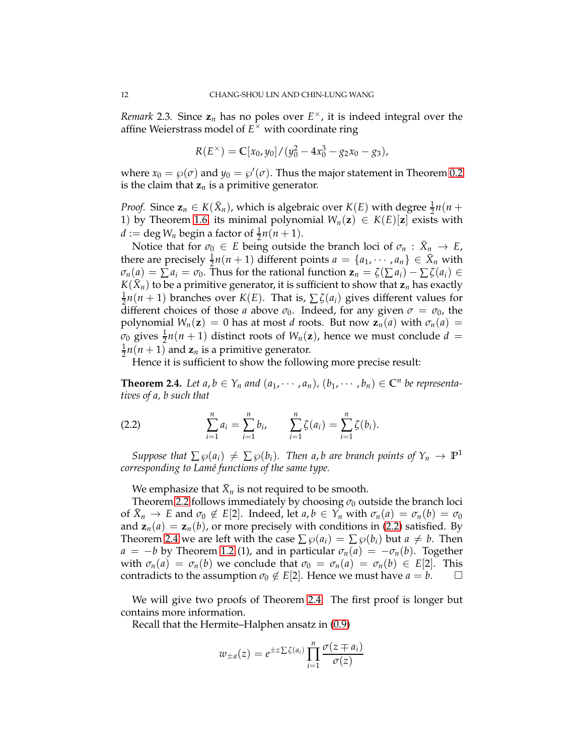*Remark* 2.3. Since $\mathbf{z}_n$ has no poles over $E^\times$, it is indeed integral over the affine Weierstrass model of $E^\times$ with coordinate ring

$$R(E^\times) = \mathbb{C}[x_0, y_0]/(y_0^2 - 4x_0^3 - g_2 x_0 - g_3),$$

where $x_0 = \wp(\sigma)$ and $y_0 = \wp'(\sigma)$. Thus the major statement in Theorem 0.2 is the claim that $\mathbf{z}_n$ is a primitive generator.

*Proof.* Since $\mathbf{z}_n \in K(\bar{X}_n)$, which is algebraic over $K(E)$ with degree $\frac{1}{2}n(n+1)$ by Theorem 1.6, its minimal polynomial $W_n(\mathbf{z}) \in K(E)[\mathbf{z}]$ exists with $d := \deg W_n$ begin a factor of $\frac{1}{2}n(n+1)$.

Notice that for $\sigma_0 \in E$ being outside the branch loci of $\sigma_n : \bar{X}_n \to E$, there are precisely $\frac{1}{2}n(n+1)$ different points $a = \{a_1, \cdots, a_n\} \in \bar{X}_n$ with $\sigma_n(a) = \sum a_i = \sigma_0$. Thus for the rational function $\mathbf{z}_n = \zeta(\sum a_i) - \sum \zeta(a_i) \in K(\bar{X}_n)$ to be a primitive generator, it is sufficient to show that $\mathbf{z}_n$ has exactly $\frac{1}{2}n(n+1)$ branches over $K(E)$. That is, $\sum \zeta(a_i)$ gives different values for different choices of those $a$ above $\sigma_0$. Indeed, for any given $\sigma = \sigma_0$, the polynomial $W_n(\mathbf{z}) = 0$ has at most $d$ roots. But now $\mathbf{z}_n(a)$ with $\sigma_n(a) = \sigma_0$ gives $\frac{1}{2}n(n+1)$ distinct roots of $W_n(\mathbf{z})$, hence we must conclude $d = \frac{1}{2}n(n+1)$ and $\mathbf{z}_n$ is a primitive generator.

Hence it is sufficient to show the following more precise result:

**Theorem 2.4.** *Let $a, b \in Y_n$ and $(a_1, \cdots, a_n)$, $(b_1, \cdots, b_n) \in \mathbb{C}^n$ be representatives of $a$, $b$ such that*

$$\sum_{i=1}^{n} a_i = \sum_{i=1}^{n} b_i, \qquad \sum_{i=1}^{n} \zeta(a_i) = \sum_{i=1}^{n} \zeta(b_i). \tag{2.2}$$

*Suppose that $\sum \wp(a_i) \neq \sum \wp(b_i)$. Then $a, b$ are branch points of $Y_n \to \mathbb{P}^1$ corresponding to Lamé functions of the same type.*

We emphasize that $\bar{X}_n$ is not required to be smooth.

Theorem 2.2 follows immediately by choosing $\sigma_0$ outside the branch loci of $\bar{X}_n \to E$ and $\sigma_0 \notin E[2]$. Indeed, let $a, b \in Y_n$ with $\sigma_n(a) = \sigma_n(b) = \sigma_0$ and $\mathbf{z}_n(a) = \mathbf{z}_n(b)$, or more precisely with conditions in (2.2) satisfied. By Theorem 2.4 we are left with the case $\sum \wp(a_i) = \sum \wp(b_i)$ but $a \neq b$. Then $a = -b$ by Theorem 1.2 (1), and in particular $\sigma_n(a) = -\sigma_n(b)$. Together with $\sigma_n(a) = \sigma_n(b)$ we conclude that $\sigma_0 = \sigma_n(a) = \sigma_n(b) \in E[2]$. This contradicts to the assumption $\sigma_0 \notin E[2]$. Hence we must have $a = b$. $\square$

We will give two proofs of Theorem 2.4. The first proof is longer but contains more information.

Recall that the Hermite–Halphen ansatz in (0.9)

$$w_{\pm a}(z) = e^{\pm z \sum \zeta(a_i)} \prod_{i=1}^{n} \frac{\sigma(z \mp a_i)}{\sigma(z)}$$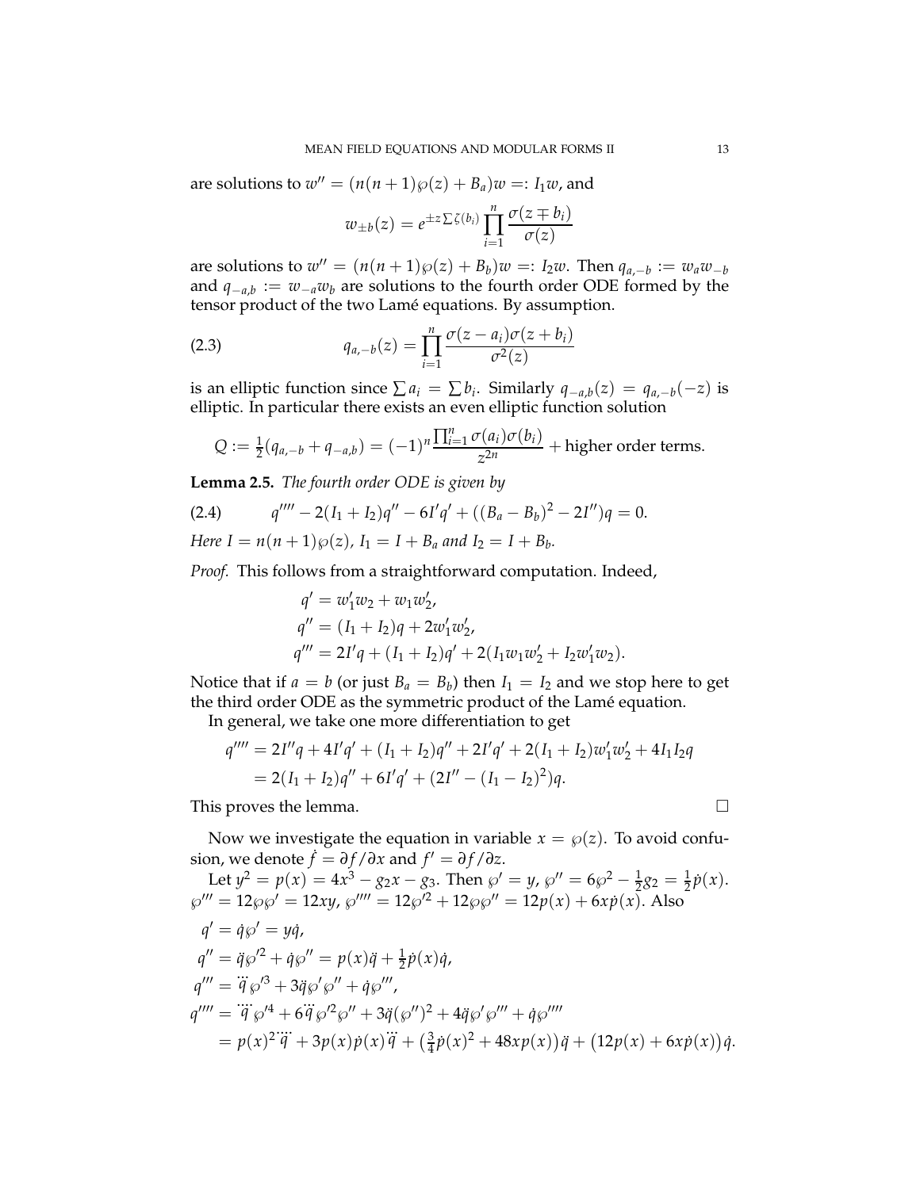are solutions to $w'' = (n(n+1)\wp(z) + B_a)w =: I_1 w$, and

$$w_{\pm b}(z) = e^{\pm z \sum \zeta(b_i)} \prod_{i=1}^n \frac{\sigma(z \mp b_i)}{\sigma(z)}$$

are solutions to $w'' = (n(n+1)\wp(z) + B_b)w =: I_2 w$. Then $q_{a,-b} := w_a w_{-b}$ and $q_{-a,b} := w_{-a} w_b$ are solutions to the fourth order ODE formed by the tensor product of the two Lamé equations. By assumption.

$$q_{a,-b}(z) = \prod_{i=1}^n \frac{\sigma(z - a_i)\sigma(z + b_i)}{\sigma^2(z)} \tag{2.3}$$

is an elliptic function since $\sum a_i = \sum b_i$. Similarly $q_{-a,b}(z) = q_{a,-b}(-z)$ is elliptic. In particular there exists an even elliptic function solution

$$Q := \tfrac{1}{2}(q_{a,-b} + q_{-a,b}) = (-1)^n \frac{\prod_{i=1}^n \sigma(a_i)\sigma(b_i)}{z^{2n}} + \text{higher order terms.}$$

**Lemma 2.5.** *The fourth order ODE is given by*

$$q'''' - 2(I_1 + I_2)q'' - 6I'q' + ((B_a - B_b)^2 - 2I'')q = 0. \tag{2.4}$$

*Here $I = n(n+1)\wp(z)$, $I_1 = I + B_a$ and $I_2 = I + B_b$.*

*Proof.* This follows from a straightforward computation. Indeed,

$$\begin{aligned}
q' &= w_1' w_2 + w_1 w_2', \\
q'' &= (I_1 + I_2)q + 2w_1' w_2', \\
q''' &= 2I'q + (I_1 + I_2)q' + 2(I_1 w_1 w_2' + I_2 w_1' w_2).
\end{aligned}$$

Notice that if $a = b$ (or just $B_a = B_b$) then $I_1 = I_2$ and we stop here to get the third order ODE as the symmetric product of the Lamé equation.

In general, we take one more differentiation to get

$$\begin{aligned}
q'''' &= 2I''q + 4I'q' + (I_1 + I_2)q'' + 2I'q' + 2(I_1 + I_2)w_1' w_2' + 4I_1 I_2 q \\
&= 2(I_1 + I_2)q'' + 6I'q' + (2I'' - (I_1 - I_2)^2)q.
\end{aligned}$$

This proves the lemma. $\square$

Now we investigate the equation in variable $x = \wp(z)$. To avoid confusion, we denote $\dot{f} = \partial f / \partial x$ and $f' = \partial f / \partial z$.

Let $y^2 = p(x) = 4x^3 - g_2 x - g_3$. Then $\wp' = y$, $\wp'' = 6\wp^2 - \frac{1}{2}g_2 = \frac{1}{2}\dot{p}(x)$. $\wp''' = 12\wp\wp' = 12xy$, $\wp'''' = 12\wp'^2 + 12\wp\wp'' = 12p(x) + 6x\dot{p}(x)$. Also

$$\begin{aligned}
q' &= \dot{q}\wp' = y\dot{q}, \\
q'' &= \ddot{q}\wp'^2 + \dot{q}\wp'' = p(x)\ddot{q} + \tfrac{1}{2}\dot{p}(x)\dot{q}, \\
q''' &= \dddot{q}\,\wp'^3 + 3\ddot{q}\wp'\wp'' + \dot{q}\wp''', \\
q'''' &= \ddddot{q}\,\wp'^4 + 6\dddot{q}\,\wp'^2\wp'' + 3\ddot{q}(\wp'')^2 + 4\ddot{q}\wp'\wp''' + \dot{q}\wp'''' \\
&= p(x)^2\ddddot{q} + 3p(x)\dot{p}(x)\dddot{q} + \left(\tfrac{3}{4}\dot{p}(x)^2 + 48xp(x)\right)\ddot{q} + \left(12p(x) + 6x\dot{p}(x)\right)\dot{q}.
\end{aligned}$$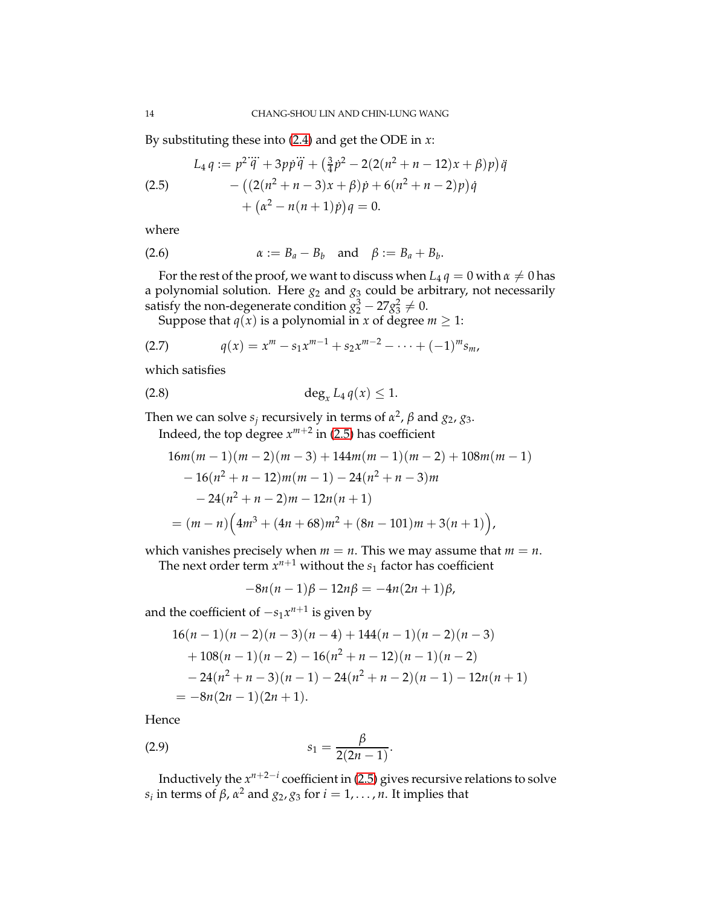By substituting these into (2.4) and get the ODE in $x$:

$$
\begin{aligned}
L_4\, q := {} & p^2 \ddddot{q} + 3p\dot{p}\dddot{q} + \big(\tfrac{3}{4}\dot{p}^2 - 2(2(n^2+n-12)x+\beta)p\big)\ddot{q} \\
& - \big((2(n^2+n-3)x+\beta)\dot{p} + 6(n^2+n-2)p\big)\dot{q} \\
& + \big(\alpha^2 - n(n+1)\dot{p}\big)q = 0.
\end{aligned}
\tag{2.5}
$$

where

$$
\alpha := B_a - B_b \quad \text{and} \quad \beta := B_a + B_b. \tag{2.6}
$$

For the rest of the proof, we want to discuss when $L_4\, q = 0$ with $\alpha \neq 0$ has a polynomial solution. Here $g_2$ and $g_3$ could be arbitrary, not necessarily satisfy the non-degenerate condition $g_2^3 - 27g_3^2 \neq 0$.

Suppose that $q(x)$ is a polynomial in $x$ of degree $m \geq 1$:

$$
q(x) = x^m - s_1 x^{m-1} + s_2 x^{m-2} - \cdots + (-1)^m s_m, \tag{2.7}
$$

which satisfies

$$
\deg_x L_4\, q(x) \leq 1. \tag{2.8}
$$

Then we can solve $s_j$ recursively in terms of $\alpha^2$, $\beta$ and $g_2$, $g_3$.

Indeed, the top degree $x^{m+2}$ in (2.5) has coefficient

$$
\begin{aligned}
& 16m(m-1)(m-2)(m-3) + 144m(m-1)(m-2) + 108m(m-1) \\
& \quad - 16(n^2+n-12)m(m-1) - 24(n^2+n-3)m \\
& \qquad - 24(n^2+n-2)m - 12n(n+1) \\
& = (m-n)\Big(4m^3 + (4n+68)m^2 + (8n-101)m + 3(n+1)\Big),
\end{aligned}
$$

which vanishes precisely when $m = n$. This we may assume that $m = n$.

The next order term $x^{n+1}$ without the $s_1$ factor has coefficient

$$
-8n(n-1)\beta - 12n\beta = -4n(2n+1)\beta,
$$

and the coefficient of $-s_1 x^{n+1}$ is given by

$$
\begin{aligned}
& 16(n-1)(n-2)(n-3)(n-4) + 144(n-1)(n-2)(n-3) \\
& \quad + 108(n-1)(n-2) - 16(n^2+n-12)(n-1)(n-2) \\
& \quad - 24(n^2+n-3)(n-1) - 24(n^2+n-2)(n-1) - 12n(n+1) \\
& = -8n(2n-1)(2n+1).
\end{aligned}
$$

Hence

$$
s_1 = \frac{\beta}{2(2n-1)}. \tag{2.9}
$$

Inductively the $x^{n+2-i}$ coefficient in (2.5) gives recursive relations to solve $s_i$ in terms of $\beta$, $\alpha^2$ and $g_2, g_3$ for $i = 1, \ldots, n$. It implies that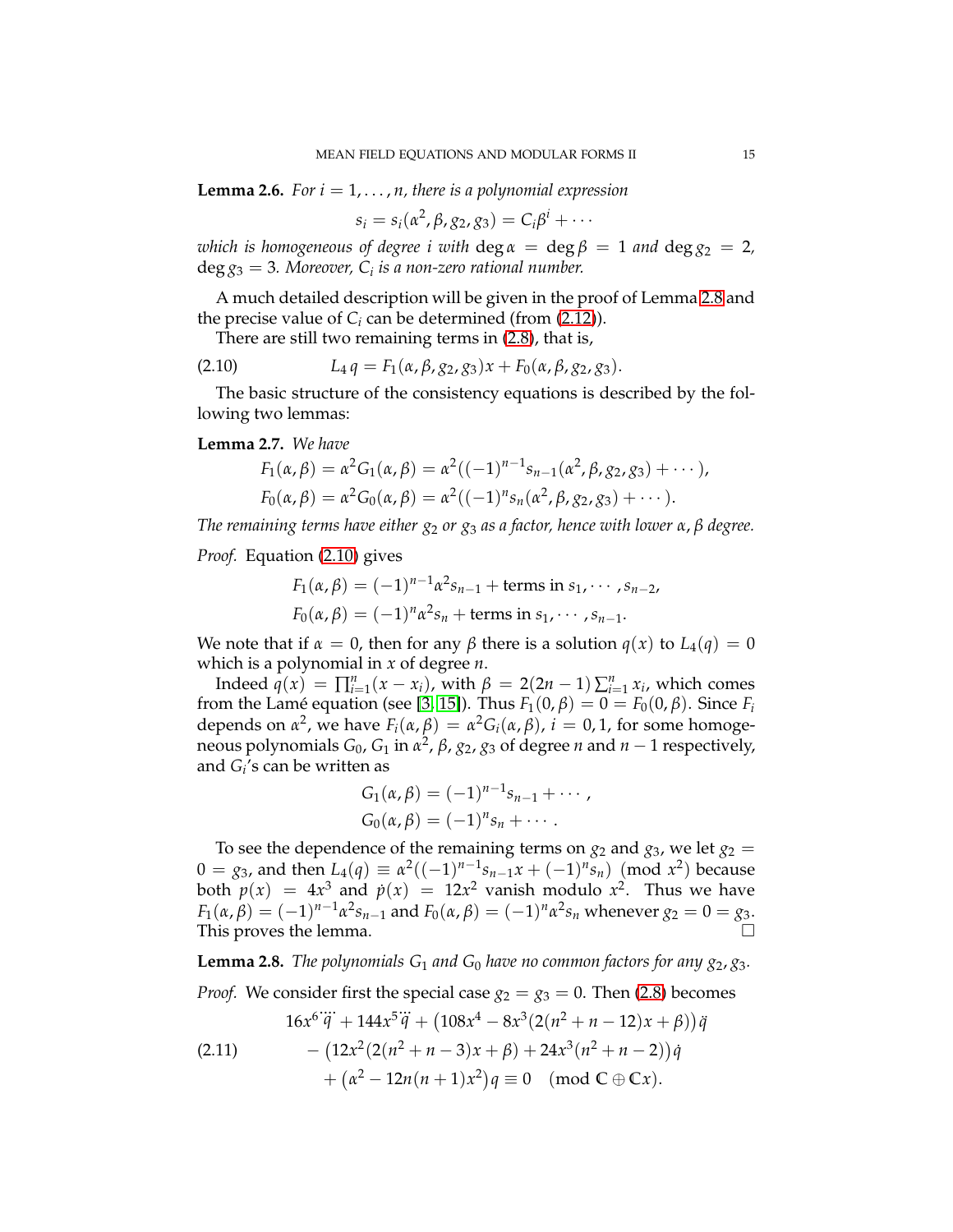**Lemma 2.6.** *For $i = 1, \ldots, n$, there is a polynomial expression*

$$s_i = s_i(\alpha^2, \beta, g_2, g_3) = C_i \beta^i + \cdots$$

*which is homogeneous of degree $i$ with $\deg \alpha = \deg \beta = 1$ and $\deg g_2 = 2$, $\deg g_3 = 3$. Moreover, $C_i$ is a non-zero rational number.*

A much detailed description will be given in the proof of Lemma 2.8 and the precise value of $C_i$ can be determined (from (2.12)).

There are still two remaining terms in (2.8), that is,

$$L_4\, q = F_1(\alpha, \beta, g_2, g_3)x + F_0(\alpha, \beta, g_2, g_3). \tag{2.10}$$

The basic structure of the consistency equations is described by the following two lemmas:

**Lemma 2.7.** *We have*

$$F_1(\alpha, \beta) = \alpha^2 G_1(\alpha, \beta) = \alpha^2((-1)^{n-1} s_{n-1}(\alpha^2, \beta, g_2, g_3) + \cdots),$$
$$F_0(\alpha, \beta) = \alpha^2 G_0(\alpha, \beta) = \alpha^2((-1)^{n} s_{n}(\alpha^2, \beta, g_2, g_3) + \cdots).$$

*The remaining terms have either $g_2$ or $g_3$ as a factor, hence with lower $\alpha, \beta$ degree.*

*Proof.* Equation (2.10) gives

$$F_1(\alpha, \beta) = (-1)^{n-1}\alpha^2 s_{n-1} + \text{terms in } s_1, \cdots, s_{n-2},$$
$$F_0(\alpha, \beta) = (-1)^{n}\alpha^2 s_{n} + \text{terms in } s_1, \cdots, s_{n-1}.$$

We note that if $\alpha = 0$, then for any $\beta$ there is a solution $q(x)$ to $L_4(q) = 0$ which is a polynomial in $x$ of degree $n$.

Indeed $q(x) = \prod_{i=1}^n (x - x_i)$, with $\beta = 2(2n-1)\sum_{i=1}^n x_i$, which comes from the Lamé equation (see [3, 15]). Thus $F_1(0, \beta) = 0 = F_0(0, \beta)$. Since $F_i$ depends on $\alpha^2$, we have $F_i(\alpha, \beta) = \alpha^2 G_i(\alpha, \beta)$, $i = 0, 1$, for some homogeneous polynomials $G_0$, $G_1$ in $\alpha^2$, $\beta$, $g_2$, $g_3$ of degree $n$ and $n-1$ respectively, and $G_i$'s can be written as

$$G_1(\alpha, \beta) = (-1)^{n-1} s_{n-1} + \cdots,$$
$$G_0(\alpha, \beta) = (-1)^{n} s_{n} + \cdots.$$

To see the dependence of the remaining terms on $g_2$ and $g_3$, we let $g_2 = 0 = g_3$, and then $L_4(q) \equiv \alpha^2((-1)^{n-1}s_{n-1}x + (-1)^n s_n) \pmod{x^2}$ because both $p(x) = 4x^3$ and $\dot{p}(x) = 12x^2$ vanish modulo $x^2$. Thus we have $F_1(\alpha, \beta) = (-1)^{n-1}\alpha^2 s_{n-1}$ and $F_0(\alpha, \beta) = (-1)^n \alpha^2 s_n$ whenever $g_2 = 0 = g_3$. This proves the lemma. $\square$

**Lemma 2.8.** *The polynomials $G_1$ and $G_0$ have no common factors for any $g_2, g_3$.*

*Proof.* We consider first the special case $g_2 = g_3 = 0$. Then (2.8) becomes

$$\begin{aligned} &16x^6 \ddddot{q} + 144x^5 \dddot{q} + \big(108x^4 - 8x^3(2(n^2+n-12)x + \beta)\big)\ddot{q} \\ &\quad - \big(12x^2(2(n^2+n-3)x + \beta) + 24x^3(n^2+n-2)\big)\dot{q} \\ &\quad + \big(\alpha^2 - 12n(n+1)x^2\big) q \equiv 0 \pmod{\mathbb{C} \oplus \mathbb{C}x}. \end{aligned} \tag{2.11}$$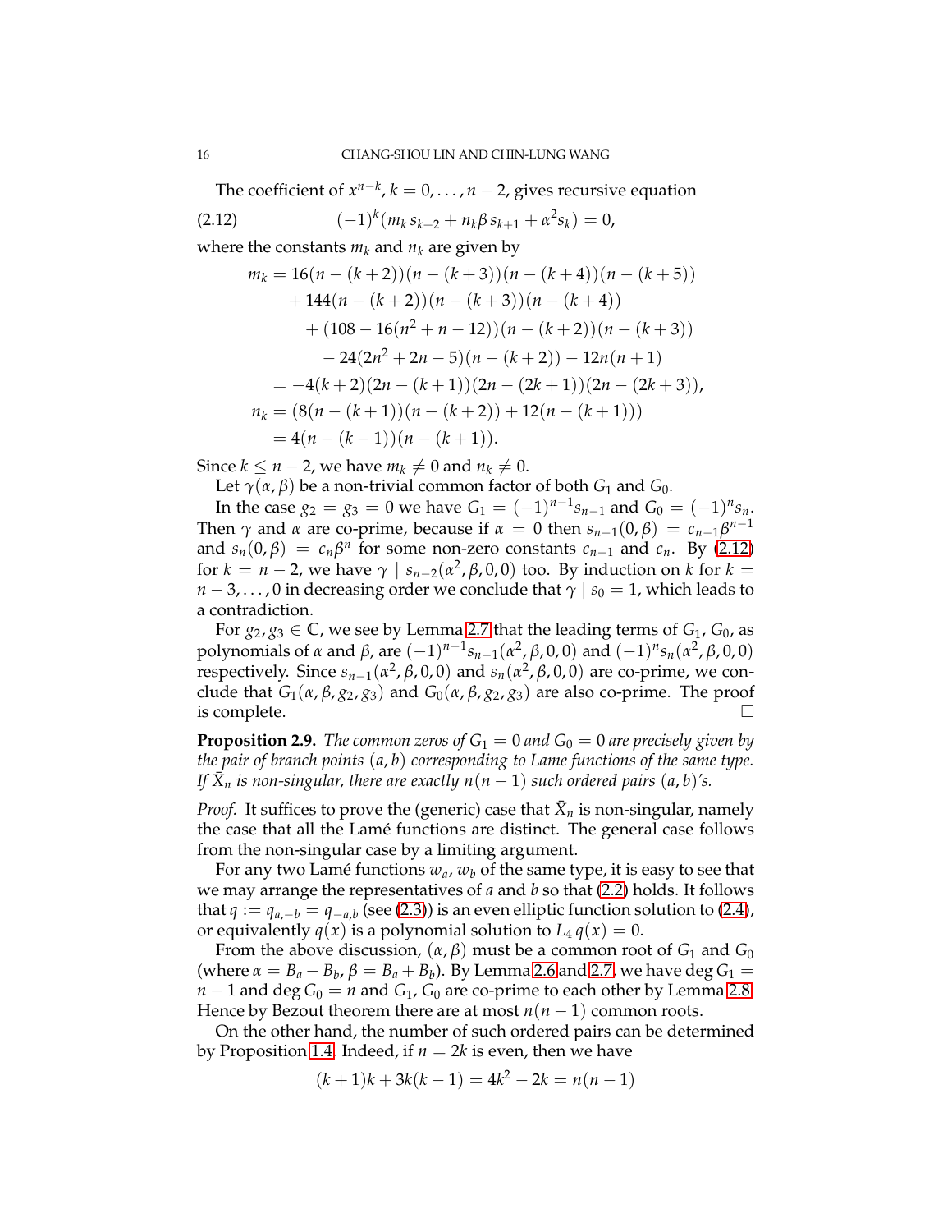The coefficient of $x^{n-k}$, $k = 0, \ldots, n-2$, gives recursive equation

$$(-1)^k (m_k s_{k+2} + n_k \beta s_{k+1} + \alpha^2 s_k) = 0, \tag{2.12}$$

where the constants $m_k$ and $n_k$ are given by

$$\begin{aligned}
m_k &= 16(n-(k+2))(n-(k+3))(n-(k+4))(n-(k+5)) \\
&\quad + 144(n-(k+2))(n-(k+3))(n-(k+4)) \\
&\quad\quad + (108 - 16(n^2+n-12))(n-(k+2))(n-(k+3)) \\
&\quad\quad\quad - 24(2n^2+2n-5)(n-(k+2)) - 12n(n+1) \\
&= -4(k+2)(2n-(k+1))(2n-(2k+1))(2n-(2k+3)), \\
n_k &= (8(n-(k+1))(n-(k+2)) + 12(n-(k+1))) \\
&= 4(n-(k-1))(n-(k+1)).
\end{aligned}$$

Since $k \le n-2$, we have $m_k \ne 0$ and $n_k \ne 0$.

Let $\gamma(\alpha, \beta)$ be a non-trivial common factor of both $G_1$ and $G_0$.

In the case $g_2 = g_3 = 0$ we have $G_1 = (-1)^{n-1} s_{n-1}$ and $G_0 = (-1)^n s_n$. Then $\gamma$ and $\alpha$ are co-prime, because if $\alpha = 0$ then $s_{n-1}(0, \beta) = c_{n-1}\beta^{n-1}$ and $s_n(0, \beta) = c_n \beta^n$ for some non-zero constants $c_{n-1}$ and $c_n$. By (2.12) for $k = n-2$, we have $\gamma \mid s_{n-2}(\alpha^2, \beta, 0, 0)$ too. By induction on $k$ for $k = n-3, \ldots, 0$ in decreasing order we conclude that $\gamma \mid s_0 = 1$, which leads to a contradiction.

For $g_2, g_3 \in \mathbb{C}$, we see by Lemma 2.7 that the leading terms of $G_1$, $G_0$, as polynomials of $\alpha$ and $\beta$, are $(-1)^{n-1} s_{n-1}(\alpha^2, \beta, 0, 0)$ and $(-1)^n s_n(\alpha^2, \beta, 0, 0)$ respectively. Since $s_{n-1}(\alpha^2, \beta, 0, 0)$ and $s_n(\alpha^2, \beta, 0, 0)$ are co-prime, we conclude that $G_1(\alpha, \beta, g_2, g_3)$ and $G_0(\alpha, \beta, g_2, g_3)$ are also co-prime. The proof is complete. $\square$

**Proposition 2.9.** *The common zeros of $G_1 = 0$ and $G_0 = 0$ are precisely given by the pair of branch points $(a, b)$ corresponding to Lame functions of the same type. If $\bar{X}_n$ is non-singular, there are exactly $n(n-1)$ such ordered pairs $(a, b)$'s.*

*Proof.* It suffices to prove the (generic) case that $\bar{X}_n$ is non-singular, namely the case that all the Lamé functions are distinct. The general case follows from the non-singular case by a limiting argument.

For any two Lamé functions $w_a$, $w_b$ of the same type, it is easy to see that we may arrange the representatives of $a$ and $b$ so that (2.2) holds. It follows that $q := q_{a,-b} = q_{-a,b}$ (see (2.3)) is an even elliptic function solution to (2.4), or equivalently $q(x)$ is a polynomial solution to $L_4\, q(x) = 0$.

From the above discussion, $(\alpha, \beta)$ must be a common root of $G_1$ and $G_0$ (where $\alpha = B_a - B_b$, $\beta = B_a + B_b$). By Lemma 2.6 and 2.7, we have $\deg G_1 = n-1$ and $\deg G_0 = n$ and $G_1$, $G_0$ are co-prime to each other by Lemma 2.8. Hence by Bezout theorem there are at most $n(n-1)$ common roots.

On the other hand, the number of such ordered pairs can be determined by Proposition 1.4. Indeed, if $n = 2k$ is even, then we have

$$(k+1)k + 3k(k-1) = 4k^2 - 2k = n(n-1)$$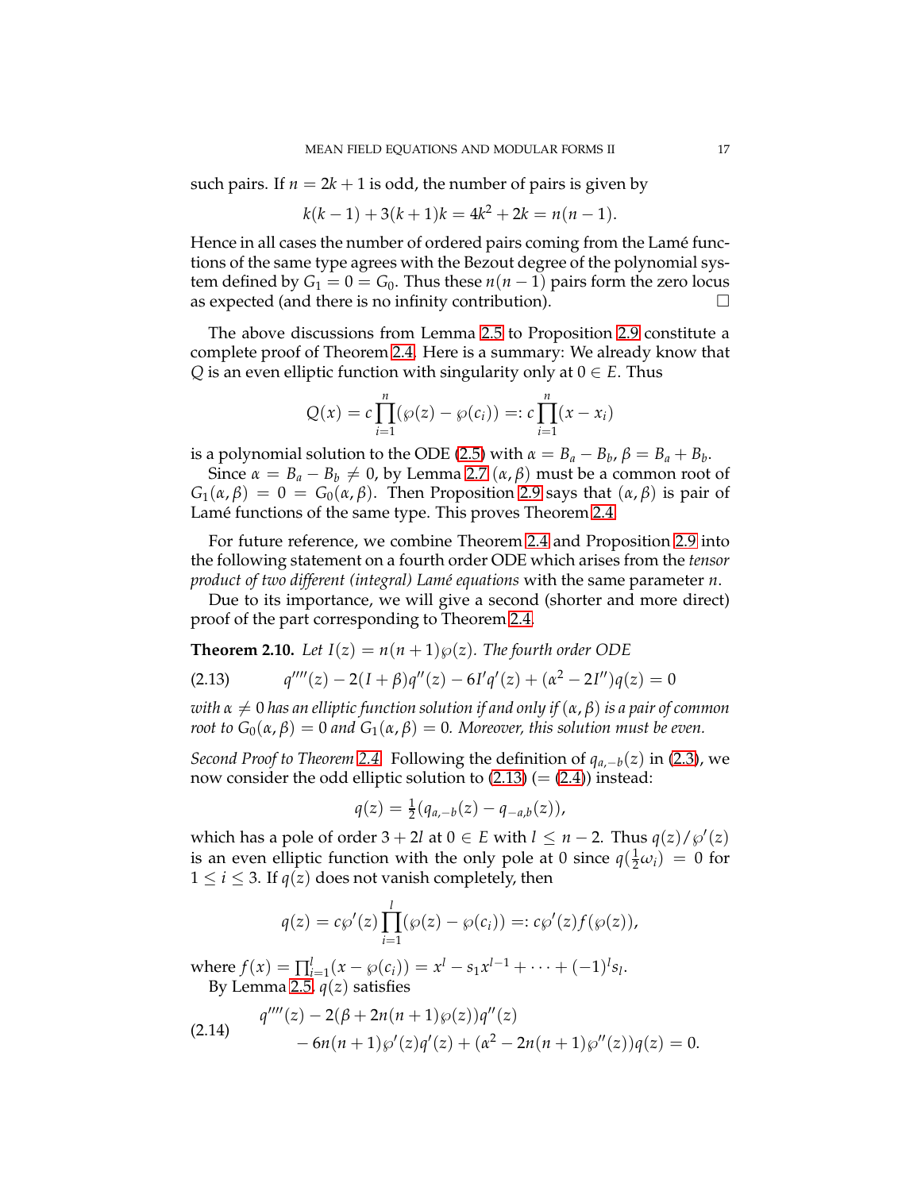such pairs. If $n = 2k+1$ is odd, the number of pairs is given by

$$k(k-1) + 3(k+1)k = 4k^2 + 2k = n(n-1).$$

Hence in all cases the number of ordered pairs coming from the Lamé functions of the same type agrees with the Bezout degree of the polynomial system defined by $G_1 = 0 = G_0$. Thus these $n(n-1)$ pairs form the zero locus as expected (and there is no infinity contribution). □

The above discussions from Lemma 2.5 to Proposition 2.9 constitute a complete proof of Theorem 2.4. Here is a summary: We already know that $Q$ is an even elliptic function with singularity only at $0 \in E$. Thus

$$Q(x) = c\prod_{i=1}^{n}(\wp(z) - \wp(c_i)) =: c\prod_{i=1}^{n}(x - x_i)$$

is a polynomial solution to the ODE (2.5) with $\alpha = B_a - B_b$, $\beta = B_a + B_b$.

Since $\alpha = B_a - B_b \neq 0$, by Lemma 2.7 $(\alpha, \beta)$ must be a common root of $G_1(\alpha, \beta) = 0 = G_0(\alpha, \beta)$. Then Proposition 2.9 says that $(\alpha, \beta)$ is pair of Lamé functions of the same type. This proves Theorem 2.4.

For future reference, we combine Theorem 2.4 and Proposition 2.9 into the following statement on a fourth order ODE which arises from the *tensor product of two different (integral) Lamé equations* with the same parameter $n$.

Due to its importance, we will give a second (shorter and more direct) proof of the part corresponding to Theorem 2.4.

**Theorem 2.10.** *Let $I(z) = n(n+1)\wp(z)$. The fourth order ODE*

$$q''''(z) - 2(I+\beta)q''(z) - 6I'q'(z) + (\alpha^2 - 2I'')q(z) = 0 \tag{2.13}$$

*with $\alpha \neq 0$ has an elliptic function solution if and only if $(\alpha, \beta)$ is a pair of common root to $G_0(\alpha, \beta) = 0$ and $G_1(\alpha, \beta) = 0$. Moreover, this solution must be even.*

*Second Proof to Theorem 2.4.* Following the definition of $q_{a,-b}(z)$ in (2.3), we now consider the odd elliptic solution to (2.13) (= (2.4)) instead:

$$q(z) = \tfrac{1}{2}(q_{a,-b}(z) - q_{-a,b}(z)),$$

which has a pole of order $3 + 2l$ at $0 \in E$ with $l \leq n-2$. Thus $q(z)/\wp'(z)$ is an even elliptic function with the only pole at 0 since $q(\frac{1}{2}\omega_i) = 0$ for $1 \leq i \leq 3$. If $q(z)$ does not vanish completely, then

$$q(z) = c\wp'(z)\prod_{i=1}^{l}(\wp(z) - \wp(c_i)) =: c\wp'(z)f(\wp(z)),$$

where $f(x) = \prod_{i=1}^{l}(x - \wp(c_i)) = x^l - s_1x^{l-1} + \cdots + (-1)^l s_l$.

By Lemma 2.5, $q(z)$ satisfies

$$\begin{aligned} &q''''(z) - 2(\beta + 2n(n+1)\wp(z))q''(z) \\ &\quad - 6n(n+1)\wp'(z)q'(z) + (\alpha^2 - 2n(n+1)\wp''(z))q(z) = 0. \end{aligned} \tag{2.14}$$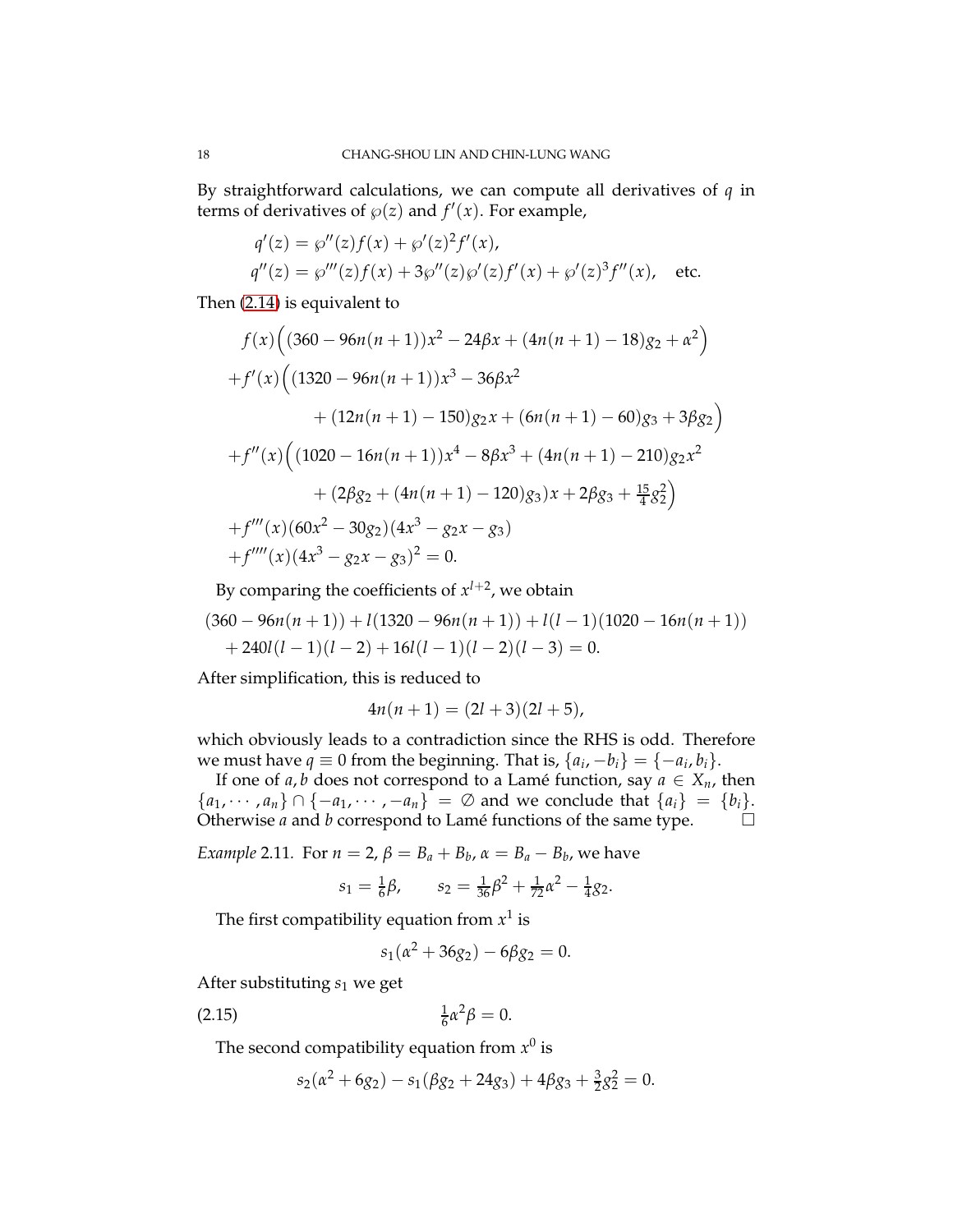By straightforward calculations, we can compute all derivatives of $q$ in terms of derivatives of $\wp(z)$ and $f'(x)$. For example,

$$q'(z) = \wp''(z)f(x) + \wp'(z)^2 f'(x),$$
$$q''(z) = \wp'''(z)f(x) + 3\wp''(z)\wp'(z)f'(x) + \wp'(z)^3 f''(x), \quad \text{etc.}$$

Then (2.14) is equivalent to

$$\begin{aligned}
&f(x)\Big((360 - 96n(n+1))x^2 - 24\beta x + (4n(n+1) - 18)g_2 + \alpha^2\Big)\\
&+f'(x)\Big((1320 - 96n(n+1))x^3 - 36\beta x^2\\
&\qquad + (12n(n+1) - 150)g_2 x + (6n(n+1) - 60)g_3 + 3\beta g_2\Big)\\
&+f''(x)\Big((1020 - 16n(n+1))x^4 - 8\beta x^3 + (4n(n+1) - 210)g_2 x^2\\
&\qquad + (2\beta g_2 + (4n(n+1) - 120)g_3)x + 2\beta g_3 + \tfrac{15}{4}g_2^2\Big)\\
&+f'''(x)(60x^2 - 30g_2)(4x^3 - g_2 x - g_3)\\
&+f''''(x)(4x^3 - g_2 x - g_3)^2 = 0.
\end{aligned}$$

By comparing the coefficients of $x^{l+2}$, we obtain

$$\begin{aligned}
&(360 - 96n(n+1)) + l(1320 - 96n(n+1)) + l(l-1)(1020 - 16n(n+1))\\
&\quad + 240l(l-1)(l-2) + 16l(l-1)(l-2)(l-3) = 0.
\end{aligned}$$

After simplification, this is reduced to

$$4n(n+1) = (2l+3)(2l+5),$$

which obviously leads to a contradiction since the RHS is odd. Therefore we must have $q \equiv 0$ from the beginning. That is, $\{a_i, -b_i\} = \{-a_i, b_i\}$.

If one of $a, b$ does not correspond to a Lamé function, say $a \in X_n$, then $\{a_1, \cdots, a_n\} \cap \{-a_1, \cdots, -a_n\} = \emptyset$ and we conclude that $\{a_i\} = \{b_i\}$. Otherwise $a$ and $b$ correspond to Lamé functions of the same type. $\square$

*Example* 2.11. For $n = 2$, $\beta = B_a + B_b$, $\alpha = B_a - B_b$, we have

$$s_1 = \tfrac{1}{6}\beta, \qquad s_2 = \tfrac{1}{36}\beta^2 + \tfrac{1}{72}\alpha^2 - \tfrac{1}{4}g_2.$$

The first compatibility equation from $x^1$ is

$$s_1(\alpha^2 + 36g_2) - 6\beta g_2 = 0.$$

After substituting $s_1$ we get

$$\tfrac{1}{6}\alpha^2\beta = 0. \tag{2.15}$$

The second compatibility equation from $x^0$ is

$$s_2(\alpha^2 + 6g_2) - s_1(\beta g_2 + 24g_3) + 4\beta g_3 + \tfrac{3}{2}g_2^2 = 0.$$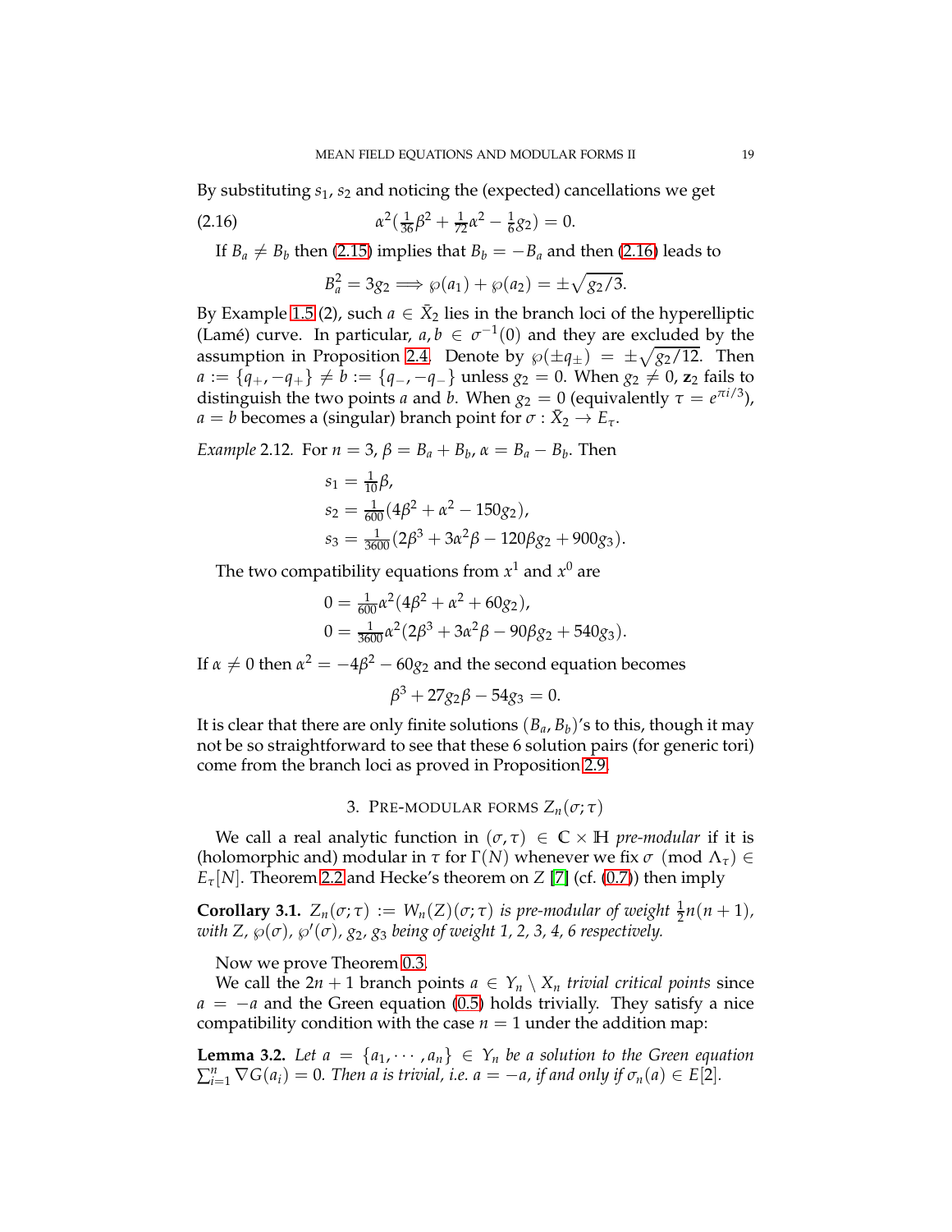By substituting $s_1$, $s_2$ and noticing the (expected) cancellations we get

$$\alpha^2\left(\tfrac{1}{36}\beta^2 + \tfrac{1}{72}\alpha^2 - \tfrac{1}{6}g_2\right) = 0. \tag{2.16}$$

If $B_a \neq B_b$ then (2.15) implies that $B_b = -B_a$ and then (2.16) leads to

$$B_a^2 = 3g_2 \Longrightarrow \wp(a_1) + \wp(a_2) = \pm\sqrt{g_2/3}.$$

By Example 1.5 (2), such $a \in \bar{X}_2$ lies in the branch loci of the hyperelliptic (Lamé) curve. In particular, $a, b \in \sigma^{-1}(0)$ and they are excluded by the assumption in Proposition 2.4. Denote by $\wp(\pm q_\pm) = \pm\sqrt{g_2/12}$. Then $a := \{q_+, -q_+\} \neq b := \{q_-, -q_-\}$ unless $g_2 = 0$. When $g_2 \neq 0$, $\mathbf{z}_2$ fails to distinguish the two points $a$ and $b$. When $g_2 = 0$ (equivalently $\tau = e^{\pi i/3}$), $a = b$ becomes a (singular) branch point for $\sigma : \bar{X}_2 \to E_\tau$.

*Example* 2.12. For $n = 3$, $\beta = B_a + B_b$, $\alpha = B_a - B_b$. Then

$$\begin{aligned}
s_1 &= \tfrac{1}{10}\beta, \\
s_2 &= \tfrac{1}{600}(4\beta^2 + \alpha^2 - 150g_2), \\
s_3 &= \tfrac{1}{3600}(2\beta^3 + 3\alpha^2\beta - 120\beta g_2 + 900g_3).
\end{aligned}$$

The two compatibility equations from $x^1$ and $x^0$ are

$$\begin{aligned}
0 &= \tfrac{1}{600}\alpha^2(4\beta^2 + \alpha^2 + 60g_2), \\
0 &= \tfrac{1}{3600}\alpha^2(2\beta^3 + 3\alpha^2\beta - 90\beta g_2 + 540g_3).
\end{aligned}$$

If $\alpha \neq 0$ then $\alpha^2 = -4\beta^2 - 60g_2$ and the second equation becomes

$$\beta^3 + 27g_2\beta - 54g_3 = 0.$$

It is clear that there are only finite solutions $(B_a, B_b)$'s to this, though it may not be so straightforward to see that these 6 solution pairs (for generic tori) come from the branch loci as proved in Proposition 2.9.

## 3. Pre-modular forms $Z_n(\sigma; \tau)$

We call a real analytic function in $(\sigma, \tau) \in \mathbb{C} \times \mathbb{H}$ *pre-modular* if it is (holomorphic and) modular in $\tau$ for $\Gamma(N)$ whenever we fix $\sigma \pmod{\Lambda_\tau} \in E_\tau[N]$. Theorem 2.2 and Hecke's theorem on $Z$ [7] (cf. (0.7)) then imply

**Corollary 3.1.** *$Z_n(\sigma; \tau) := W_n(Z)(\sigma; \tau)$ is pre-modular of weight $\frac{1}{2}n(n+1)$, with $Z$, $\wp(\sigma)$, $\wp'(\sigma)$, $g_2$, $g_3$ being of weight 1, 2, 3, 4, 6 respectively.*

Now we prove Theorem 0.3.

We call the $2n + 1$ branch points $a \in Y_n \setminus X_n$ *trivial critical points* since $a = -a$ and the Green equation (0.5) holds trivially. They satisfy a nice compatibility condition with the case $n = 1$ under the addition map:

**Lemma 3.2.** *Let $a = \{a_1, \cdots, a_n\} \in Y_n$ be a solution to the Green equation $\sum_{i=1}^n \nabla G(a_i) = 0$. Then $a$ is trivial, i.e. $a = -a$, if and only if $\sigma_n(a) \in E[2]$.*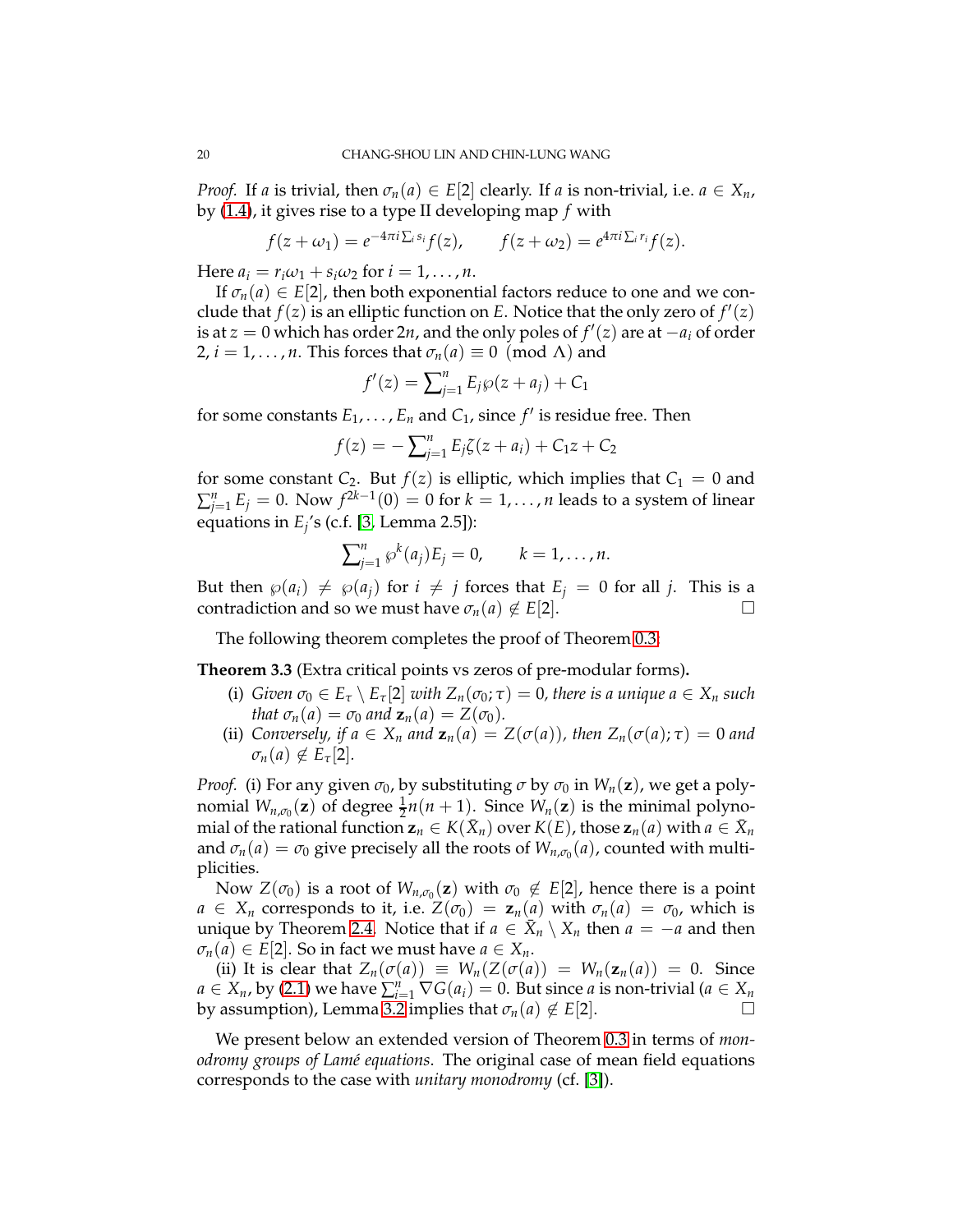*Proof.* If $a$ is trivial, then $\sigma_n(a) \in E[2]$ clearly. If $a$ is non-trivial, i.e. $a \in X_n$, by (1.4), it gives rise to a type II developing map $f$ with

$$f(z+\omega_1) = e^{-4\pi i \sum_i s_i} f(z), \qquad f(z+\omega_2) = e^{4\pi i \sum_i r_i} f(z).$$

Here $a_i = r_i\omega_1 + s_i\omega_2$ for $i = 1, \ldots, n$.

If $\sigma_n(a) \in E[2]$, then both exponential factors reduce to one and we conclude that $f(z)$ is an elliptic function on $E$. Notice that the only zero of $f'(z)$ is at $z = 0$ which has order $2n$, and the only poles of $f'(z)$ are at $-a_i$ of order 2, $i = 1, \ldots, n$. This forces that $\sigma_n(a) \equiv 0 \pmod{\Lambda}$ and

$$f'(z) = \sum\nolimits_{j=1}^n E_j \wp(z + a_j) + C_1$$

for some constants $E_1, \ldots, E_n$ and $C_1$, since $f'$ is residue free. Then

$$f(z) = -\sum\nolimits_{j=1}^n E_j \zeta(z + a_i) + C_1 z + C_2$$

for some constant $C_2$. But $f(z)$ is elliptic, which implies that $C_1 = 0$ and $\sum_{j=1}^n E_j = 0$. Now $f^{2k-1}(0) = 0$ for $k = 1, \ldots, n$ leads to a system of linear equations in $E_j$'s (c.f. [3, Lemma 2.5]):

$$\sum\nolimits_{j=1}^n \wp^k(a_j) E_j = 0, \qquad k = 1, \ldots, n.$$

But then $\wp(a_i) \neq \wp(a_j)$ for $i \neq j$ forces that $E_j = 0$ for all $j$. This is a contradiction and so we must have $\sigma_n(a) \notin E[2]$. □

The following theorem completes the proof of Theorem 0.3:

**Theorem 3.3** (Extra critical points vs zeros of pre-modular forms)**.**

(i) *Given $\sigma_0 \in E_\tau \setminus E_\tau[2]$ with $Z_n(\sigma_0; \tau) = 0$, there is a unique $a \in X_n$ such that $\sigma_n(a) = \sigma_0$ and $\mathbf{z}_n(a) = Z(\sigma_0)$.*

(ii) *Conversely, if $a \in X_n$ and $\mathbf{z}_n(a) = Z(\sigma(a))$, then $Z_n(\sigma(a); \tau) = 0$ and $\sigma_n(a) \notin E_\tau[2]$.*

*Proof.* (i) For any given $\sigma_0$, by substituting $\sigma$ by $\sigma_0$ in $W_n(\mathbf{z})$, we get a polynomial $W_{n,\sigma_0}(\mathbf{z})$ of degree $\frac{1}{2}n(n+1)$. Since $W_n(\mathbf{z})$ is the minimal polynomial of the rational function $\mathbf{z}_n \in K(\bar{X}_n)$ over $K(E)$, those $\mathbf{z}_n(a)$ with $a \in \bar{X}_n$ and $\sigma_n(a) = \sigma_0$ give precisely all the roots of $W_{n,\sigma_0}(a)$, counted with multiplicities.

Now $Z(\sigma_0)$ is a root of $W_{n,\sigma_0}(\mathbf{z})$ with $\sigma_0 \notin E[2]$, hence there is a point $a \in X_n$ corresponds to it, i.e. $Z(\sigma_0) = \mathbf{z}_n(a)$ with $\sigma_n(a) = \sigma_0$, which is unique by Theorem 2.4. Notice that if $a \in \bar{X}_n \setminus X_n$ then $a = -a$ and then $\sigma_n(a) \in E[2]$. So in fact we must have $a \in X_n$.

(ii) It is clear that $Z_n(\sigma(a)) \equiv W_n(Z(\sigma(a)) = W_n(\mathbf{z}_n(a)) = 0$. Since $a \in X_n$, by (2.1) we have $\sum_{i=1}^n \nabla G(a_i) = 0$. But since $a$ is non-trivial ($a \in X_n$ by assumption), Lemma 3.2 implies that $\sigma_n(a) \notin E[2]$. □

We present below an extended version of Theorem 0.3 in terms of *monodromy groups of Lamé equations*. The original case of mean field equations corresponds to the case with *unitary monodromy* (cf. [3]).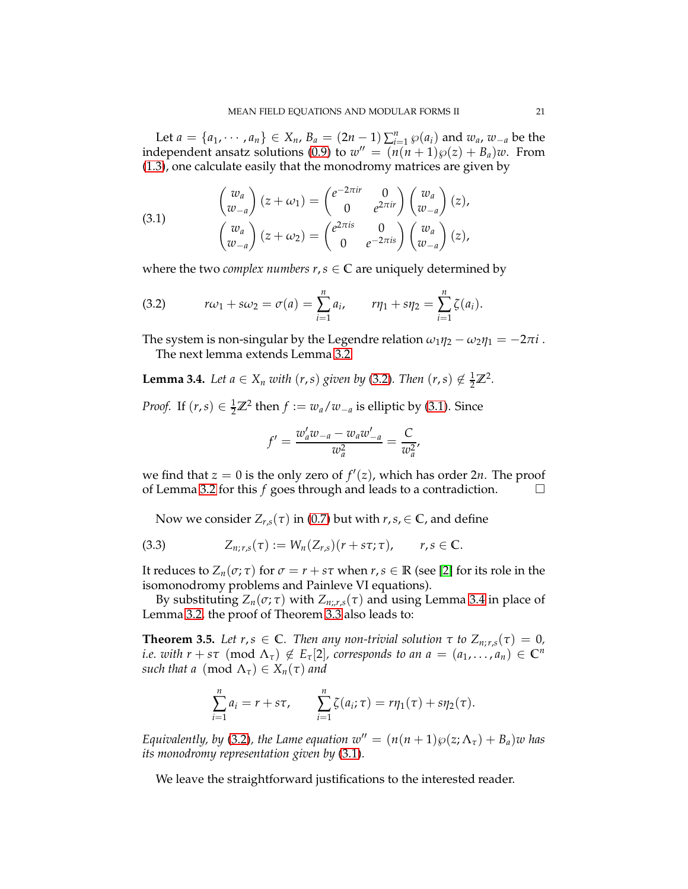Let $a = \{a_1, \cdots, a_n\} \in X_n$, $B_a = (2n-1)\sum_{i=1}^n \wp(a_i)$ and $w_a$, $w_{-a}$ be the independent ansatz solutions (0.9) to $w'' = (n(n+1)\wp(z) + B_a)w$. From (1.3), one calculate easily that the monodromy matrices are given by

$$
\begin{aligned}
\begin{pmatrix} w_a \\ w_{-a} \end{pmatrix}(z+\omega_1) &= \begin{pmatrix} e^{-2\pi i r} & 0 \\ 0 & e^{2\pi i r} \end{pmatrix} \begin{pmatrix} w_a \\ w_{-a} \end{pmatrix}(z), \\
\begin{pmatrix} w_a \\ w_{-a} \end{pmatrix}(z+\omega_2) &= \begin{pmatrix} e^{2\pi i s} & 0 \\ 0 & e^{-2\pi i s} \end{pmatrix} \begin{pmatrix} w_a \\ w_{-a} \end{pmatrix}(z),
\end{aligned}
\tag{3.1}
$$

where the two *complex numbers* $r, s \in \mathbb{C}$ are uniquely determined by

$$
r\omega_1 + s\omega_2 = \sigma(a) = \sum_{i=1}^n a_i, \qquad r\eta_1 + s\eta_2 = \sum_{i=1}^n \zeta(a_i). \tag{3.2}
$$

The system is non-singular by the Legendre relation $\omega_1\eta_2 - \omega_2\eta_1 = -2\pi i$.

The next lemma extends Lemma 3.2.

**Lemma 3.4.** *Let $a \in X_n$ with $(r,s)$ given by (3.2). Then $(r,s) \notin \frac{1}{2}\mathbb{Z}^2$.*

*Proof.* If $(r,s) \in \frac{1}{2}\mathbb{Z}^2$ then $f := w_a/w_{-a}$ is elliptic by (3.1). Since

$$
f' = \frac{w_a' w_{-a} - w_a w_{-a}'}{w_a^2} = \frac{C}{w_a^2},
$$

we find that $z = 0$ is the only zero of $f'(z)$, which has order $2n$. The proof of Lemma 3.2 for this $f$ goes through and leads to a contradiction. $\square$

Now we consider $Z_{r,s}(\tau)$ in (0.7) but with $r, s, \in \mathbb{C}$, and define

$$
Z_{n;r,s}(\tau) := W_n(Z_{r,s})(r + s\tau; \tau), \qquad r, s \in \mathbb{C}. \tag{3.3}
$$

It reduces to $Z_n(\sigma;\tau)$ for $\sigma = r + s\tau$ when $r, s \in \mathbb{R}$ (see [2] for its role in the isomonodromy problems and Painleve VI equations).

By substituting $Z_n(\sigma;\tau)$ with $Z_{n;r,s}(\tau)$ and using Lemma 3.4 in place of Lemma 3.2, the proof of Theorem 3.3 also leads to:

**Theorem 3.5.** *Let $r, s \in \mathbb{C}$. Then any non-trivial solution $\tau$ to $Z_{n;r,s}(\tau) = 0$, i.e. with $r + s\tau \pmod{\Lambda_\tau} \notin E_\tau[2]$, corresponds to an $a = (a_1, \ldots, a_n) \in \mathbb{C}^n$ such that $a \pmod{\Lambda_\tau} \in X_n(\tau)$ and*

$$
\sum_{i=1}^n a_i = r + s\tau, \qquad \sum_{i=1}^n \zeta(a_i;\tau) = r\eta_1(\tau) + s\eta_2(\tau).
$$

*Equivalently, by (3.2), the Lame equation $w'' = (n(n+1)\wp(z;\Lambda_\tau) + B_a)w$ has its monodromy representation given by (3.1).*

We leave the straightforward justifications to the interested reader.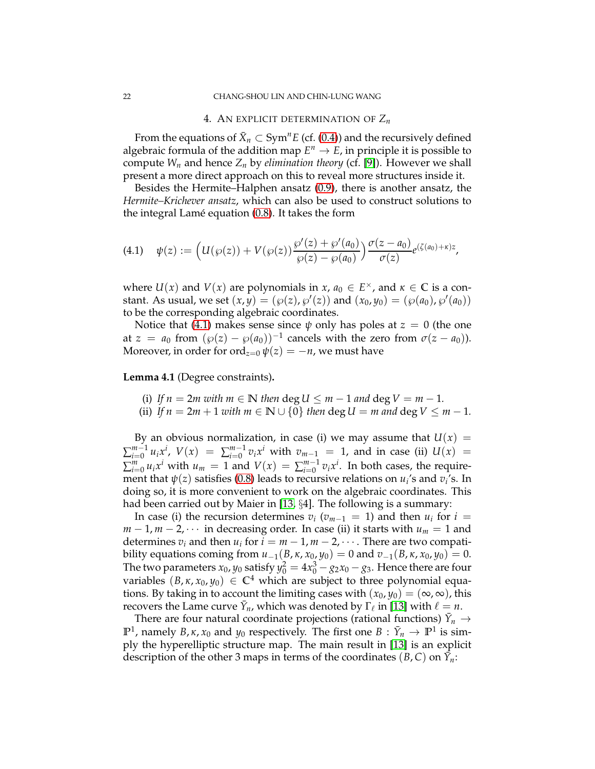## 4. An explicit determination of $Z_n$

From the equations of $\bar{X}_n \subset \mathrm{Sym}^n E$ (cf. (0.4)) and the recursively defined algebraic formula of the addition map $E^n \to E$, in principle it is possible to compute $W_n$ and hence $Z_n$ by *elimination theory* (cf. [9]). However we shall present a more direct approach on this to reveal more structures inside it.

Besides the Hermite–Halphen ansatz (0.9), there is another ansatz, the *Hermite–Krichever ansatz*, which can also be used to construct solutions to the integral Lamé equation (0.8). It takes the form

$$\psi(z) := \Big( U(\wp(z)) + V(\wp(z)) \frac{\wp'(z) + \wp'(a_0)}{\wp(z) - \wp(a_0)} \Big) \frac{\sigma(z - a_0)}{\sigma(z)} e^{(\zeta(a_0) + \kappa) z}, \tag{4.1}$$

where $U(x)$ and $V(x)$ are polynomials in $x$, $a_0 \in E^\times$, and $\kappa \in \mathbb{C}$ is a constant. As usual, we set $(x, y) = (\wp(z), \wp'(z))$ and $(x_0, y_0) = (\wp(a_0), \wp'(a_0))$ to be the corresponding algebraic coordinates.

Notice that (4.1) makes sense since $\psi$ only has poles at $z = 0$ (the one at $z = a_0$ from $(\wp(z) - \wp(a_0))^{-1}$ cancels with the zero from $\sigma(z - a_0)$). Moreover, in order for $\mathrm{ord}_{z=0}\, \psi(z) = -n$, we must have

**Lemma 4.1** (Degree constraints)**.**

(i) *If $n = 2m$ with $m \in \mathbb{N}$ then $\deg U \le m - 1$ and $\deg V = m - 1$.*

(ii) *If $n = 2m + 1$ with $m \in \mathbb{N} \cup \{0\}$ then $\deg U = m$ and $\deg V \le m - 1$.*

By an obvious normalization, in case (i) we may assume that $U(x) = \sum_{i=0}^{m-1} u_i x^i$, $V(x) = \sum_{i=0}^{m-1} v_i x^i$ with $v_{m-1} = 1$, and in case (ii) $U(x) = \sum_{i=0}^{m} u_i x^i$ with $u_m = 1$ and $V(x) = \sum_{i=0}^{m-1} v_i x^i$. In both cases, the requirement that $\psi(z)$ satisfies (0.8) leads to recursive relations on $u_i$'s and $v_i$'s. In doing so, it is more convenient to work on the algebraic coordinates. This had been carried out by Maier in [13, §4]. The following is a summary:

In case (i) the recursion determines $v_i$ ($v_{m-1} = 1$) and then $u_i$ for $i = m-1, m-2, \cdots$ in decreasing order. In case (ii) it starts with $u_m = 1$ and determines $v_i$ and then $u_i$ for $i = m-1, m-2, \cdots$. There are two compatibility equations coming from $u_{-1}(B, \kappa, x_0, y_0) = 0$ and $v_{-1}(B, \kappa, x_0, y_0) = 0$. The two parameters $x_0, y_0$ satisfy $y_0^2 = 4x_0^3 - g_2 x_0 - g_3$. Hence there are four variables $(B, \kappa, x_0, y_0) \in \mathbb{C}^4$ which are subject to three polynomial equations. By taking in to account the limiting cases with $(x_0, y_0) = (\infty, \infty)$, this recovers the Lame curve $\bar{Y}_n$, which was denoted by $\Gamma_\ell$ in [13] with $\ell = n$.

There are four natural coordinate projections (rational functions) $\bar{Y}_n \to \mathbb{P}^1$, namely $B, \kappa, x_0$ and $y_0$ respectively. The first one $B : \bar{Y}_n \to \mathbb{P}^1$ is simply the hyperelliptic structure map. The main result in [13] is an explicit description of the other 3 maps in terms of the coordinates $(B, C)$ on $\bar{Y}_n$: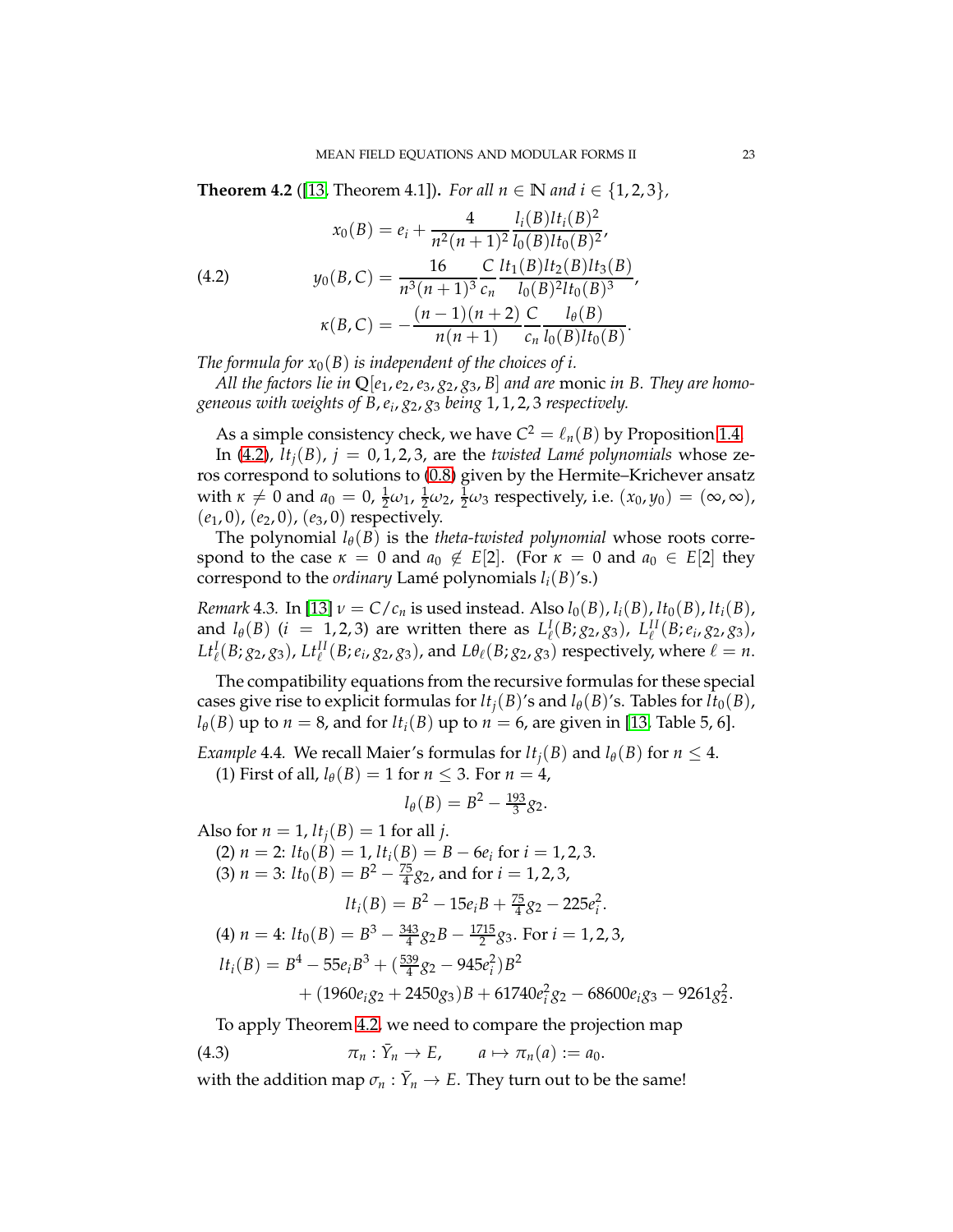**Theorem 4.2** ([13, Theorem 4.1]). *For all $n \in \mathbb{N}$ and $i \in \{1,2,3\}$,*

$$
\begin{aligned}
x_0(B) &= e_i + \frac{4}{n^2(n+1)^2} \frac{l_i(B) lt_i(B)^2}{l_0(B) lt_0(B)^2}, \\
y_0(B,C) &= \frac{16}{n^3(n+1)^3} \frac{C}{c_n} \frac{lt_1(B) lt_2(B) lt_3(B)}{l_0(B)^2 lt_0(B)^3}, \qquad (4.2)\\
\kappa(B,C) &= -\frac{(n-1)(n+2)}{n(n+1)} \frac{C}{c_n} \frac{l_\theta(B)}{l_0(B) lt_0(B)}.
\end{aligned}
$$

*The formula for $x_0(B)$ is independent of the choices of $i$.*

*All the factors lie in $\mathbb{Q}[e_1, e_2, e_3, g_2, g_3, B]$ and are* monic *in $B$. They are homogeneous with weights of $B, e_i, g_2, g_3$ being $1, 1, 2, 3$ respectively.*

As a simple consistency check, we have $C^2 = \ell_n(B)$ by Proposition 1.4.

In (4.2), $lt_j(B)$, $j = 0,1,2,3$, are the *twisted Lamé polynomials* whose zeros correspond to solutions to (0.8) given by the Hermite–Krichever ansatz with $\kappa \neq 0$ and $a_0 = 0$, $\frac{1}{2}\omega_1$, $\frac{1}{2}\omega_2$, $\frac{1}{2}\omega_3$ respectively, i.e. $(x_0, y_0) = (\infty, \infty)$, $(e_1, 0)$, $(e_2, 0)$, $(e_3, 0)$ respectively.

The polynomial $l_\theta(B)$ is the *theta-twisted polynomial* whose roots correspond to the case $\kappa = 0$ and $a_0 \notin E[2]$. (For $\kappa = 0$ and $a_0 \in E[2]$ they correspond to the *ordinary* Lamé polynomials $l_i(B)$'s.)

*Remark* 4.3. In [13] $\nu = C/c_n$ is used instead. Also $l_0(B), l_i(B), lt_0(B), lt_i(B)$, and $l_\theta(B)$ ($i = 1,2,3$) are written there as $L^I_\ell(B; g_2, g_3)$, $L^{II}_\ell(B; e_i, g_2, g_3)$, $Lt^I_\ell(B; g_2, g_3)$, $Lt^{II}_\ell(B; e_i, g_2, g_3)$, and $L\theta_\ell(B; g_2, g_3)$ respectively, where $\ell = n$.

The compatibility equations from the recursive formulas for these special cases give rise to explicit formulas for $lt_j(B)$'s and $l_\theta(B)$'s. Tables for $lt_0(B)$, $l_\theta(B)$ up to $n = 8$, and for $lt_i(B)$ up to $n = 6$, are given in [13, Table 5, 6].

*Example* 4.4. We recall Maier's formulas for $lt_j(B)$ and $l_\theta(B)$ for $n \le 4$.

(1) First of all, $l_\theta(B) = 1$ for $n \le 3$. For $n = 4$,

$$l_\theta(B) = B^2 - \tfrac{193}{3} g_2.$$

Also for $n = 1$, $lt_j(B) = 1$ for all $j$.

(2) $n = 2$: $lt_0(B) = 1$, $lt_i(B) = B - 6e_i$ for $i = 1,2,3$.

(3) $n = 3$: $lt_0(B) = B^2 - \frac{75}{4} g_2$, and for $i = 1,2,3$,

$$lt_i(B) = B^2 - 15 e_i B + \tfrac{75}{4} g_2 - 225 e_i^2.$$

(4) $n = 4$: $lt_0(B) = B^3 - \frac{343}{4} g_2 B - \frac{1715}{2} g_3$. For $i = 1,2,3$,

$$
\begin{aligned}
lt_i(B) = {} & B^4 - 55 e_i B^3 + (\tfrac{539}{4} g_2 - 945 e_i^2) B^2 \\
& + (1960 e_i g_2 + 2450 g_3) B + 61740 e_i^2 g_2 - 68600 e_i g_3 - 9261 g_2^2.
\end{aligned}
$$

To apply Theorem 4.2, we need to compare the projection map

$$\pi_n : \bar{Y}_n \to E, \qquad a \mapsto \pi_n(a) := a_0. \qquad (4.3)$$

with the addition map $\sigma_n : \bar{Y}_n \to E$. They turn out to be the same!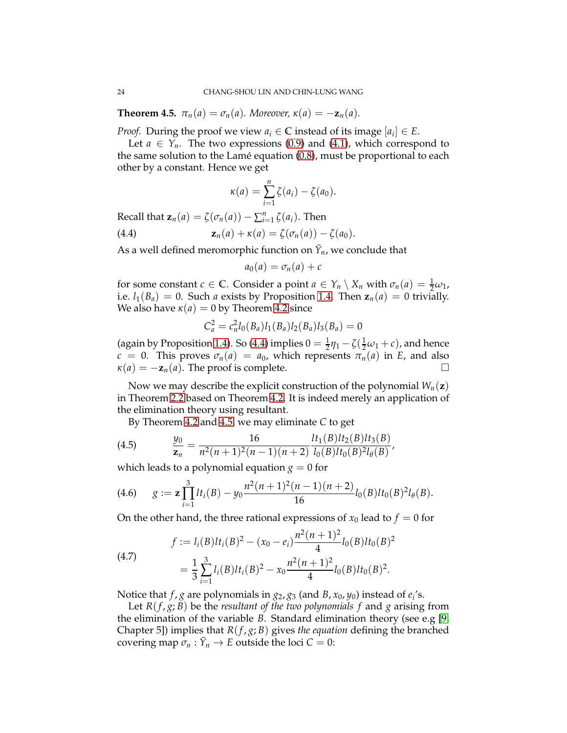**Theorem 4.5.** *$\pi_n(a) = \sigma_n(a)$. Moreover, $\kappa(a) = -\mathbf{z}_n(a)$.*

*Proof.* During the proof we view $a_i \in \mathbb{C}$ instead of its image $[a_i] \in E$.

Let $a \in Y_n$. The two expressions (0.9) and (4.1), which correspond to the same solution to the Lamé equation (0.8), must be proportional to each other by a constant. Hence we get

$$\kappa(a) = \sum_{i=1}^{n} \zeta(a_i) - \zeta(a_0).$$

Recall that $\mathbf{z}_n(a) = \zeta(\sigma_n(a)) - \sum_{i=1}^{n} \zeta(a_i)$. Then

$$\mathbf{z}_n(a) + \kappa(a) = \zeta(\sigma_n(a)) - \zeta(a_0). \tag{4.4}$$

As a well defined meromorphic function on $\bar{Y}_n$, we conclude that

$$a_0(a) = \sigma_n(a) + c$$

for some constant $c \in \mathbb{C}$. Consider a point $a \in Y_n \setminus X_n$ with $\sigma_n(a) = \frac{1}{2}\omega_1$, i.e. $l_1(B_a) = 0$. Such $a$ exists by Proposition 1.4. Then $\mathbf{z}_n(a) = 0$ trivially. We also have $\kappa(a) = 0$ by Theorem 4.2 since

$$C_a^2 = c_n^2 l_0(B_a) l_1(B_a) l_2(B_a) l_3(B_a) = 0$$

(again by Proposition 1.4). So (4.4) implies $0 = \frac{1}{2}\eta_1 - \zeta(\frac{1}{2}\omega_1 + c)$, and hence $c = 0$. This proves $\sigma_n(a) = a_0$, which represents $\pi_n(a)$ in $E$, and also $\kappa(a) = -\mathbf{z}_n(a)$. The proof is complete. $\square$

Now we may describe the explicit construction of the polynomial $W_n(\mathbf{z})$ in Theorem 2.2 based on Theorem 4.2. It is indeed merely an application of the elimination theory using resultant.

By Theorem 4.2 and 4.5, we may eliminate $C$ to get

$$\frac{y_0}{\mathbf{z}_n} = \frac{16}{n^2(n+1)^2(n-1)(n+2)} \frac{lt_1(B) lt_2(B) lt_3(B)}{l_0(B) lt_0(B)^2 l_\theta(B)}, \tag{4.5}$$

which leads to a polynomial equation $g = 0$ for

$$g := \mathbf{z} \prod_{i=1}^{3} lt_i(B) - y_0 \frac{n^2(n+1)^2(n-1)(n+2)}{16} l_0(B) lt_0(B)^2 l_\theta(B). \tag{4.6}$$

On the other hand, the three rational expressions of $x_0$ lead to $f = 0$ for

$$\begin{aligned} f &:= l_i(B) lt_i(B)^2 - (x_0 - e_i) \frac{n^2(n+1)^2}{4} l_0(B) lt_0(B)^2 \\ &= \frac{1}{3} \sum_{i=1}^{3} l_i(B) lt_i(B)^2 - x_0 \frac{n^2(n+1)^2}{4} l_0(B) lt_0(B)^2. \end{aligned} \tag{4.7}$$

Notice that $f, g$ are polynomials in $g_2, g_3$ (and $B, x_0, y_0$) instead of $e_i$'s.

Let $R(f, g; B)$ be the *resultant of the two polynomials* $f$ and $g$ arising from the elimination of the variable $B$. Standard elimination theory (see e.g [9, Chapter 5]) implies that $R(f, g; B)$ gives *the equation* defining the branched covering map $\sigma_n : \bar{Y}_n \to E$ outside the loci $C = 0$: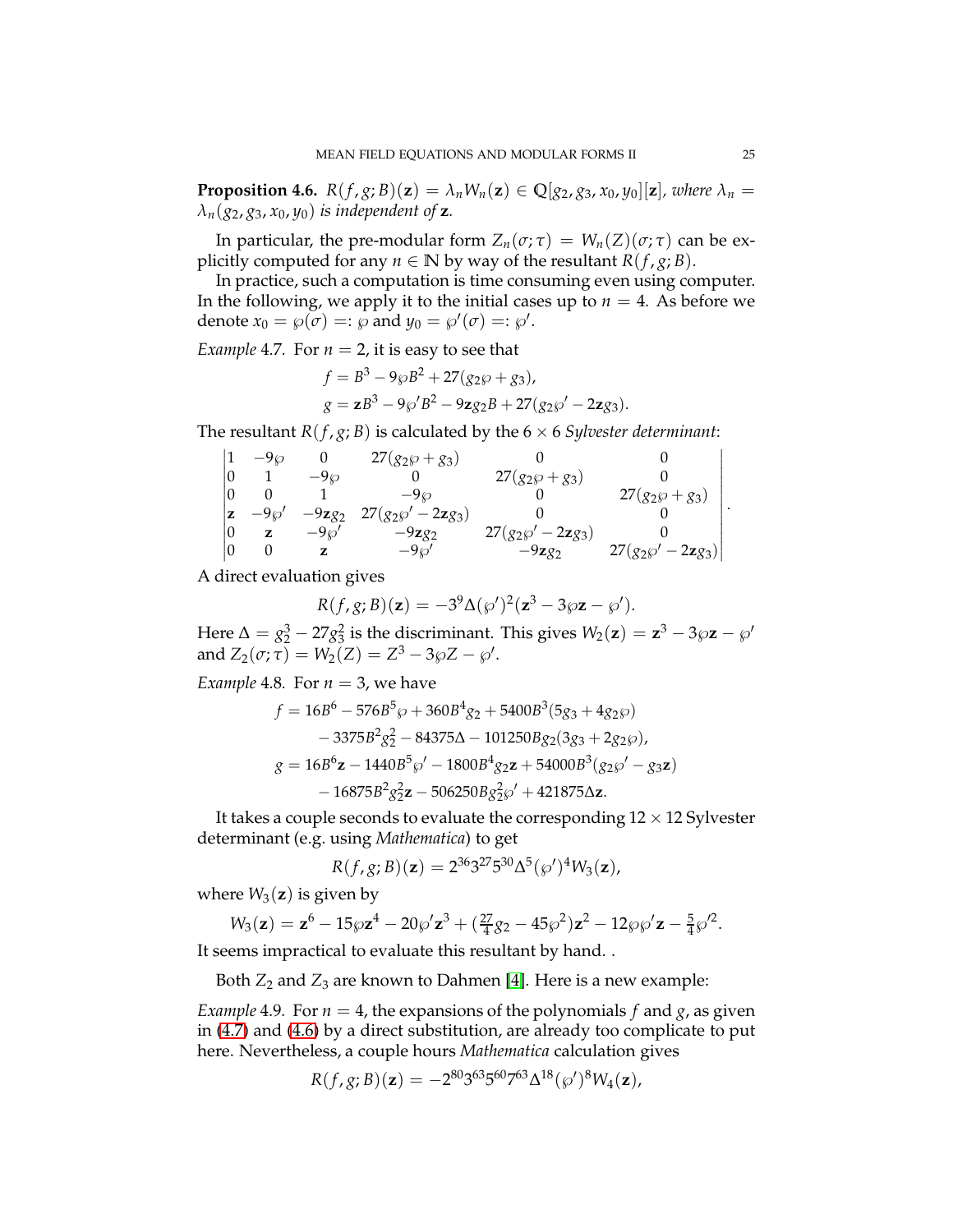**Proposition 4.6.** *$R(f, g; B)(\mathbf{z}) = \lambda_n W_n(\mathbf{z}) \in \mathbb{Q}[g_2, g_3, x_0, y_0][\mathbf{z}]$, where $\lambda_n = \lambda_n(g_2, g_3, x_0, y_0)$ is independent of $\mathbf{z}$.*

In particular, the pre-modular form $Z_n(\sigma; \tau) = W_n(Z)(\sigma; \tau)$ can be explicitly computed for any $n \in \mathbb{N}$ by way of the resultant $R(f, g; B)$.

In practice, such a computation is time consuming even using computer. In the following, we apply it to the initial cases up to $n = 4$. As before we denote $x_0 = \wp(\sigma) =: \wp$ and $y_0 = \wp'(\sigma) =: \wp'$.

*Example* 4.7. For $n = 2$, it is easy to see that

$$
\begin{aligned}
f &= B^3 - 9\wp B^2 + 27(g_2\wp + g_3), \\
g &= \mathbf{z}B^3 - 9\wp' B^2 - 9\mathbf{z}g_2 B + 27(g_2\wp' - 2\mathbf{z}g_3).
\end{aligned}
$$

The resultant $R(f, g; B)$ is calculated by the $6 \times 6$ *Sylvester determinant*:

$$
\begin{vmatrix}
1 & -9\wp & 0 & 27(g_2\wp + g_3) & 0 & 0 \\
0 & 1 & -9\wp & 0 & 27(g_2\wp + g_3) & 0 \\
0 & 0 & 1 & -9\wp & 0 & 27(g_2\wp + g_3) \\
\mathbf{z} & -9\wp' & -9\mathbf{z}g_2 & 27(g_2\wp' - 2\mathbf{z}g_3) & 0 & 0 \\
0 & \mathbf{z} & -9\wp' & -9\mathbf{z}g_2 & 27(g_2\wp' - 2\mathbf{z}g_3) & 0 \\
0 & 0 & \mathbf{z} & -9\wp' & -9\mathbf{z}g_2 & 27(g_2\wp' - 2\mathbf{z}g_3)
\end{vmatrix}.
$$

A direct evaluation gives

$$
R(f, g; B)(\mathbf{z}) = -3^9 \Delta (\wp')^2 (\mathbf{z}^3 - 3\wp \mathbf{z} - \wp').
$$

Here $\Delta = g_2^3 - 27g_3^2$ is the discriminant. This gives $W_2(\mathbf{z}) = \mathbf{z}^3 - 3\wp\mathbf{z} - \wp'$ and $Z_2(\sigma; \tau) = W_2(Z) = Z^3 - 3\wp Z - \wp'$.

*Example* 4.8. For $n = 3$, we have

$$
\begin{aligned}
f &= 16B^6 - 576B^5\wp + 360B^4 g_2 + 5400B^3(5g_3 + 4g_2\wp) \\
&\quad - 3375B^2 g_2^2 - 84375\Delta - 101250Bg_2(3g_3 + 2g_2\wp), \\
g &= 16B^6\mathbf{z} - 1440B^5\wp' - 1800B^4 g_2\mathbf{z} + 54000B^3(g_2\wp' - g_3\mathbf{z}) \\
&\quad - 16875B^2 g_2^2\mathbf{z} - 506250Bg_2^2\wp' + 421875\Delta\mathbf{z}.
\end{aligned}
$$

It takes a couple seconds to evaluate the corresponding $12 \times 12$ Sylvester determinant (e.g. using *Mathematica*) to get

$$
R(f, g; B)(\mathbf{z}) = 2^{36}3^{27}5^{30}\Delta^5(\wp')^4 W_3(\mathbf{z}),
$$

where $W_3(\mathbf{z})$ is given by

$$
W_3(\mathbf{z}) = \mathbf{z}^6 - 15\wp\mathbf{z}^4 - 20\wp'\mathbf{z}^3 + (\tfrac{27}{4}g_2 - 45\wp^2)\mathbf{z}^2 - 12\wp\wp'\mathbf{z} - \tfrac{5}{4}\wp'^2.
$$

It seems impractical to evaluate this resultant by hand. .

Both $Z_2$ and $Z_3$ are known to Dahmen [4]. Here is a new example:

*Example* 4.9. For $n = 4$, the expansions of the polynomials $f$ and $g$, as given in (4.7) and (4.6) by a direct substitution, are already too complicate to put here. Nevertheless, a couple hours *Mathematica* calculation gives

$$
R(f, g; B)(\mathbf{z}) = -2^{80}3^{63}5^{60}7^{63}\Delta^{18}(\wp')^8 W_4(\mathbf{z}),
$$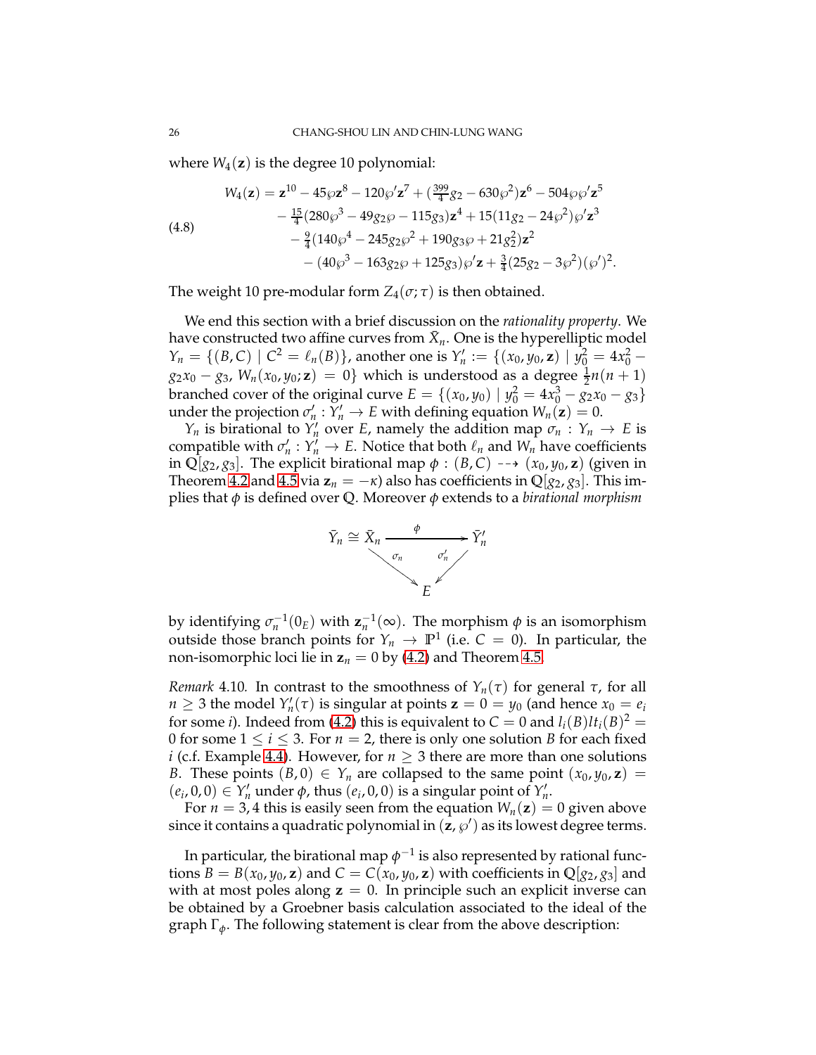where $W_4(\mathbf{z})$ is the degree 10 polynomial:

$$
\begin{aligned}
W_4(\mathbf{z}) = {} & \mathbf{z}^{10} - 45\wp\mathbf{z}^8 - 120\wp'\mathbf{z}^7 + (\tfrac{399}{4}g_2 - 630\wp^2)\mathbf{z}^6 - 504\wp\wp'\mathbf{z}^5 \\
& - \tfrac{15}{4}(280\wp^3 - 49g_2\wp - 115g_3)\mathbf{z}^4 + 15(11g_2 - 24\wp^2)\wp'\mathbf{z}^3 \\
& - \tfrac{9}{4}(140\wp^4 - 245g_2\wp^2 + 190g_3\wp + 21g_2^2)\mathbf{z}^2 \\
& - (40\wp^3 - 163g_2\wp + 125g_3)\wp'\mathbf{z} + \tfrac{3}{4}(25g_2 - 3\wp^2)(\wp')^2.
\end{aligned}
\tag{4.8}
$$

The weight 10 pre-modular form $Z_4(\sigma;\tau)$ is then obtained.

We end this section with a brief discussion on the *rationality property*. We have constructed two affine curves from $\bar{X}_n$. One is the hyperelliptic model $Y_n = \{(B,C) \mid C^2 = \ell_n(B)\}$, another one is $Y'_n := \{(x_0,y_0,\mathbf{z}) \mid y_0^2 = 4x_0^2 - g_2x_0 - g_3,\ W_n(x_0,y_0;\mathbf{z}) = 0\}$ which is understood as a degree $\frac{1}{2}n(n+1)$ branched cover of the original curve $E = \{(x_0,y_0) \mid y_0^2 = 4x_0^3 - g_2x_0 - g_3\}$ under the projection $\sigma'_n : Y'_n \to E$ with defining equation $W_n(\mathbf{z}) = 0$.

$Y_n$ is birational to $Y'_n$ over $E$, namely the addition map $\sigma_n : Y_n \to E$ is compatible with $\sigma'_n : Y'_n \to E$. Notice that both $\ell_n$ and $W_n$ have coefficients in $\mathbb{Q}[g_2,g_3]$. The explicit birational map $\phi : (B,C) \dashrightarrow (x_0,y_0,\mathbf{z})$ (given in Theorem 4.2 and 4.5 via $\mathbf{z}_n = -\kappa$) also has coefficients in $\mathbb{Q}[g_2,g_3]$. This implies that $\phi$ is defined over $\mathbb{Q}$. Moreover $\phi$ extends to a *birational morphism*

$$
\begin{array}{ccc}
\bar{Y}_n \cong \bar{X}_n & \xrightarrow{\ \phi\ } & \bar{Y}'_n \\
& \searrow^{\sigma_n} \quad {}^{\sigma'_n}\swarrow & \\
& E &
\end{array}
$$

by identifying $\sigma_n^{-1}(0_E)$ with $\mathbf{z}_n^{-1}(\infty)$. The morphism $\phi$ is an isomorphism outside those branch points for $Y_n \to \mathbb{P}^1$ (i.e. $C = 0$). In particular, the non-isomorphic loci lie in $\mathbf{z}_n = 0$ by (4.2) and Theorem 4.5.

*Remark* 4.10. In contrast to the smoothness of $Y_n(\tau)$ for general $\tau$, for all $n \geq 3$ the model $Y'_n(\tau)$ is singular at points $\mathbf{z} = 0 = y_0$ (and hence $x_0 = e_i$ for some $i$). Indeed from (4.2) this is equivalent to $C = 0$ and $l_i(B)lt_i(B)^2 = 0$ for some $1 \leq i \leq 3$. For $n = 2$, there is only one solution $B$ for each fixed $i$ (c.f. Example 4.4). However, for $n \geq 3$ there are more than one solutions $B$. These points $(B,0) \in Y_n$ are collapsed to the same point $(x_0,y_0,\mathbf{z}) = (e_i,0,0) \in Y'_n$ under $\phi$, thus $(e_i,0,0)$ is a singular point of $Y'_n$.

For $n = 3,4$ this is easily seen from the equation $W_n(\mathbf{z}) = 0$ given above since it contains a quadratic polynomial in $(\mathbf{z},\wp')$ as its lowest degree terms.

In particular, the birational map $\phi^{-1}$ is also represented by rational functions $B = B(x_0,y_0,\mathbf{z})$ and $C = C(x_0,y_0,\mathbf{z})$ with coefficients in $\mathbb{Q}[g_2,g_3]$ and with at most poles along $\mathbf{z} = 0$. In principle such an explicit inverse can be obtained by a Groebner basis calculation associated to the ideal of the graph $\Gamma_\phi$. The following statement is clear from the above description: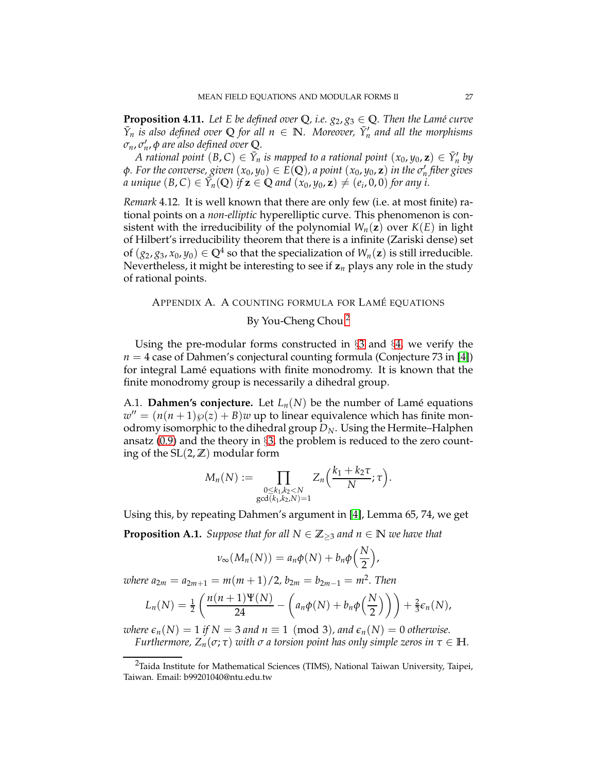**Proposition 4.11.** *Let $E$ be defined over $\mathbb{Q}$, i.e. $g_2, g_3 \in \mathbb{Q}$. Then the Lamé curve $\bar{Y}_n$ is also defined over $\mathbb{Q}$ for all $n \in \mathbb{N}$. Moreover, $\bar{Y}'_n$ and all the morphisms $\sigma_n, \sigma'_n, \phi$ are also defined over $\mathbb{Q}$.*

*A rational point $(B, C) \in \bar{Y}_n$ is mapped to a rational point $(x_0, y_0, \mathbf{z}) \in \bar{Y}'_n$ by $\phi$. For the converse, given $(x_0, y_0) \in E(\mathbb{Q})$, a point $(x_0, y_0, \mathbf{z})$ in the $\sigma'_n$ fiber gives a unique $(B, C) \in \bar{Y}_n(\mathbb{Q})$ if $\mathbf{z} \in \mathbb{Q}$ and $(x_0, y_0, \mathbf{z}) \neq (e_i, 0, 0)$ for any $i$.*

*Remark* 4.12. It is well known that there are only few (i.e. at most finite) rational points on a *non-elliptic* hyperelliptic curve. This phenomenon is consistent with the irreducibility of the polynomial $W_n(\mathbf{z})$ over $K(E)$ in light of Hilbert's irreducibility theorem that there is a infinite (Zariski dense) set of $(g_2, g_3, x_0, y_0) \in \mathbb{Q}^4$ so that the specialization of $W_n(\mathbf{z})$ is still irreducible. Nevertheless, it might be interesting to see if $\mathbf{z}_n$ plays any role in the study of rational points.

## Appendix A. A counting formula for Lamé equations

By You-Cheng Chou[2]

Using the pre-modular forms constructed in §3 and §4, we verify the $n = 4$ case of Dahmen's conjectural counting formula (Conjecture 73 in [4]) for integral Lamé equations with finite monodromy. It is known that the finite monodromy group is necessarily a dihedral group.

A.1. **Dahmen's conjecture.** Let $L_n(N)$ be the number of Lamé equations $w'' = (n(n+1)\wp(z) + B)w$ up to linear equivalence which has finite monodromy isomorphic to the dihedral group $D_N$. Using the Hermite–Halphen ansatz (0.9) and the theory in §3, the problem is reduced to the zero counting of the $\mathrm{SL}(2, \mathbb{Z})$ modular form

$$M_n(N) := \prod_{\substack{0 \le k_1, k_2 < N \\ \gcd(k_1, k_2, N) = 1}} Z_n\Big(\frac{k_1 + k_2\tau}{N}; \tau\Big).$$

Using this, by repeating Dahmen's argument in [4], Lemma 65, 74, we get

**Proposition A.1.** *Suppose that for all $N \in \mathbb{Z}_{\ge 3}$ and $n \in \mathbb{N}$ we have that*

$$\nu_\infty(M_n(N)) = a_n\phi(N) + b_n\phi\Big(\frac{N}{2}\Big),$$

*where $a_{2m} = a_{2m+1} = m(m+1)/2$, $b_{2m} = b_{2m-1} = m^2$. Then*

$$L_n(N) = \tfrac{1}{2}\left(\frac{n(n+1)\Psi(N)}{24} - \left(a_n\phi(N) + b_n\phi\Big(\frac{N}{2}\Big)\right)\right) + \tfrac{2}{3}\epsilon_n(N),$$

*where $\epsilon_n(N) = 1$ if $N = 3$ and $n \equiv 1 \pmod 3$, and $\epsilon_n(N) = 0$ otherwise.*

*Furthermore, $Z_n(\sigma; \tau)$ with $\sigma$ a torsion point has only simple zeros in $\tau \in \mathbb{H}$.*

[2] Taida Institute for Mathematical Sciences (TIMS), National Taiwan University, Taipei, Taiwan. Email: b99201040@ntu.edu.tw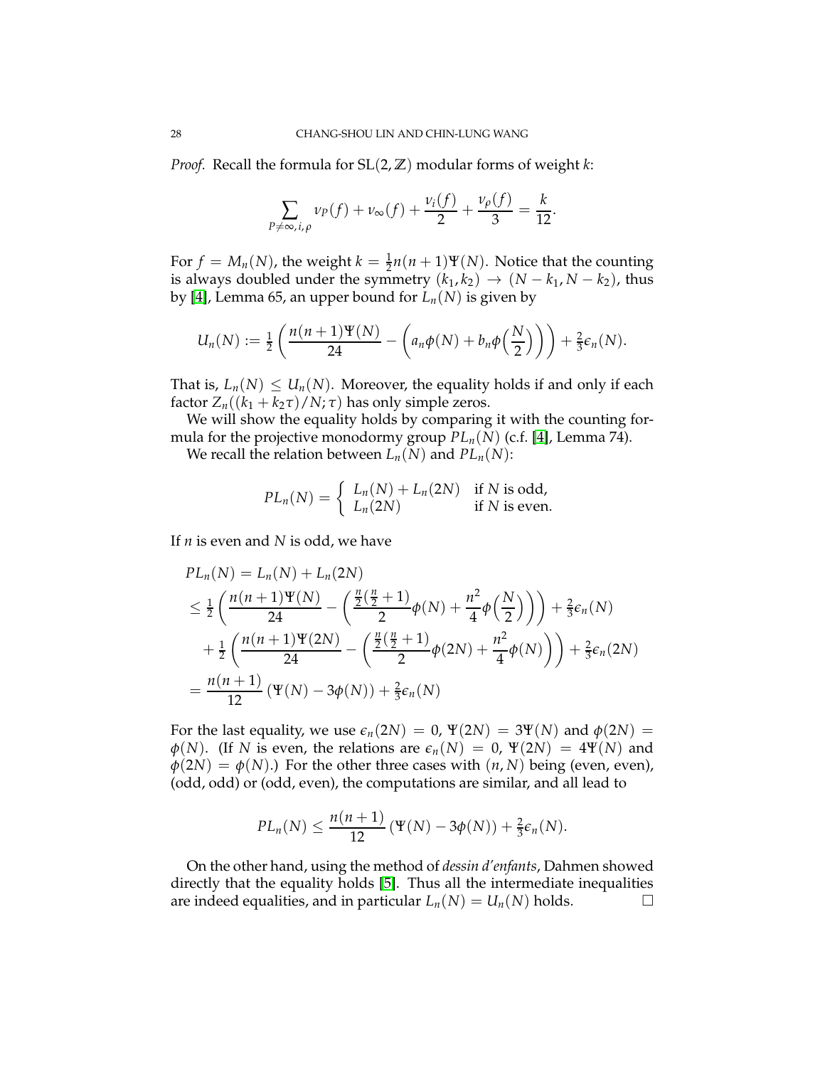*Proof.* Recall the formula for $\mathrm{SL}(2,\mathbb{Z})$ modular forms of weight $k$:

$$\sum_{P\neq\infty,i,\rho}\nu_P(f)+\nu_\infty(f)+\frac{\nu_i(f)}{2}+\frac{\nu_\rho(f)}{3}=\frac{k}{12}.$$

For $f=M_n(N)$, the weight $k=\frac{1}{2}n(n+1)\Psi(N)$. Notice that the counting is always doubled under the symmetry $(k_1,k_2)\to(N-k_1,N-k_2)$, thus by [4], Lemma 65, an upper bound for $L_n(N)$ is given by

$$U_n(N):=\tfrac{1}{2}\left(\frac{n(n+1)\Psi(N)}{24}-\left(a_n\phi(N)+b_n\phi\Big(\frac{N}{2}\Big)\right)\right)+\tfrac{2}{3}\epsilon_n(N).$$

That is, $L_n(N)\leq U_n(N)$. Moreover, the equality holds if and only if each factor $Z_n((k_1+k_2\tau)/N;\tau)$ has only simple zeros.

We will show the equality holds by comparing it with the counting formula for the projective monodormy group $PL_n(N)$ (c.f. [4], Lemma 74).

We recall the relation between $L_n(N)$ and $PL_n(N)$:

$$PL_n(N)=\begin{cases}L_n(N)+L_n(2N) & \text{if } N \text{ is odd,}\\ L_n(2N) & \text{if } N \text{ is even.}\end{cases}$$

If $n$ is even and $N$ is odd, we have

$$\begin{aligned}
&PL_n(N)=L_n(N)+L_n(2N)\\
&\leq\tfrac{1}{2}\left(\frac{n(n+1)\Psi(N)}{24}-\left(\frac{\frac{n}{2}(\frac{n}{2}+1)}{2}\phi(N)+\frac{n^2}{4}\phi\Big(\frac{N}{2}\Big)\right)\right)+\tfrac{2}{3}\epsilon_n(N)\\
&\quad+\tfrac{1}{2}\left(\frac{n(n+1)\Psi(2N)}{24}-\left(\frac{\frac{n}{2}(\frac{n}{2}+1)}{2}\phi(2N)+\frac{n^2}{4}\phi(N)\right)\right)+\tfrac{2}{3}\epsilon_n(2N)\\
&=\frac{n(n+1)}{12}\left(\Psi(N)-3\phi(N)\right)+\tfrac{2}{3}\epsilon_n(N)
\end{aligned}$$

For the last equality, we use $\epsilon_n(2N)=0$, $\Psi(2N)=3\Psi(N)$ and $\phi(2N)=\phi(N)$. (If $N$ is even, the relations are $\epsilon_n(N)=0$, $\Psi(2N)=4\Psi(N)$ and $\phi(2N)=\phi(N)$.) For the other three cases with $(n,N)$ being (even, even), (odd, odd) or (odd, even), the computations are similar, and all lead to

$$PL_n(N)\leq\frac{n(n+1)}{12}\left(\Psi(N)-3\phi(N)\right)+\tfrac{2}{3}\epsilon_n(N).$$

On the other hand, using the method of *dessin d'enfants*, Dahmen showed directly that the equality holds [5]. Thus all the intermediate inequalities are indeed equalities, and in particular $L_n(N)=U_n(N)$ holds. □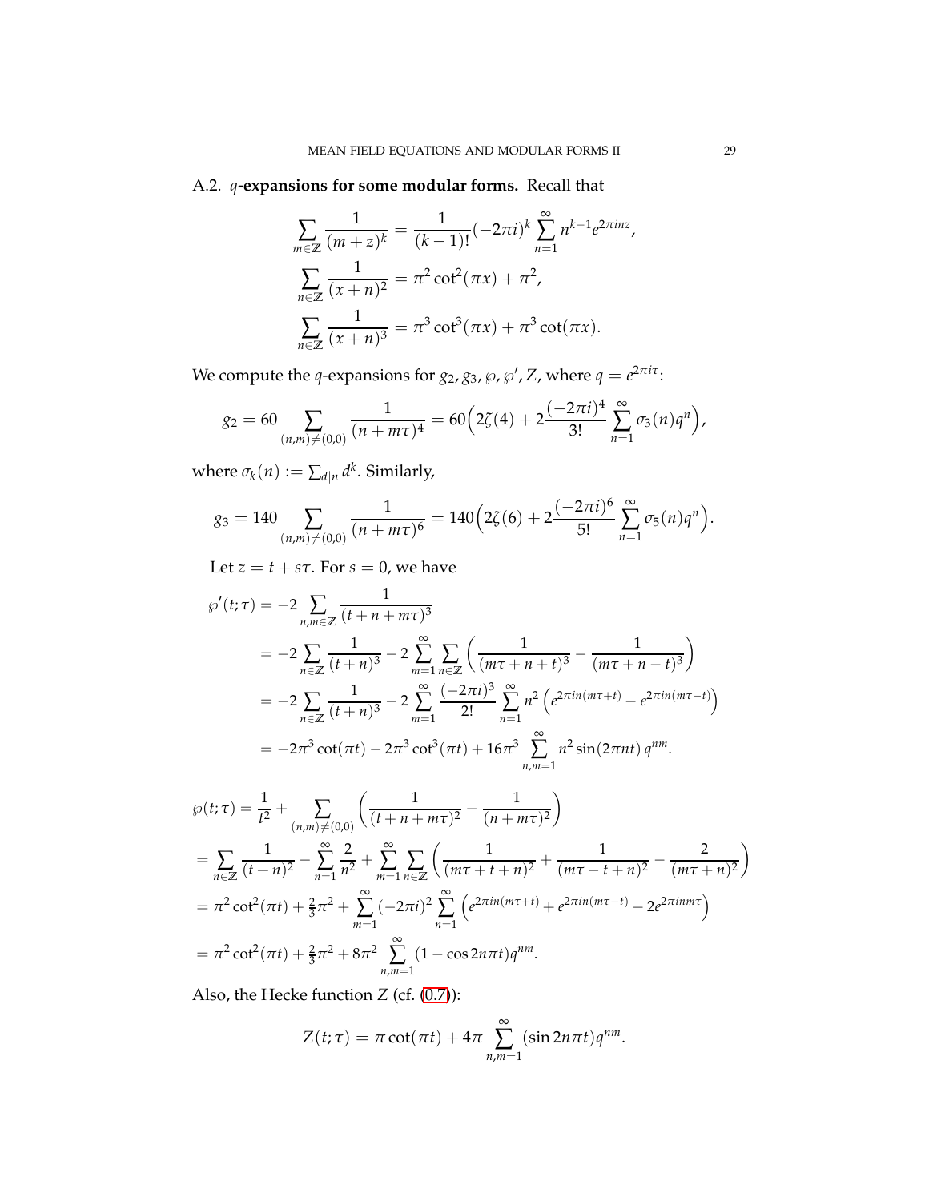### A.2. $q$-expansions for some modular forms.

Recall that

$$\sum_{m\in\mathbb{Z}} \frac{1}{(m+z)^k} = \frac{1}{(k-1)!}(-2\pi i)^k \sum_{n=1}^{\infty} n^{k-1} e^{2\pi i n z},$$

$$\sum_{n\in\mathbb{Z}} \frac{1}{(x+n)^2} = \pi^2 \cot^2(\pi x) + \pi^2,$$

$$\sum_{n\in\mathbb{Z}} \frac{1}{(x+n)^3} = \pi^3 \cot^3(\pi x) + \pi^3 \cot(\pi x).$$

We compute the $q$-expansions for $g_2, g_3, \wp, \wp', Z$, where $q = e^{2\pi i \tau}$:

$$g_2 = 60 \sum_{(n,m)\neq(0,0)} \frac{1}{(n+m\tau)^4} = 60\Big(2\zeta(4) + 2\frac{(-2\pi i)^4}{3!}\sum_{n=1}^{\infty}\sigma_3(n) q^n\Big),$$

where $\sigma_k(n) := \sum_{d|n} d^k$. Similarly,

$$g_3 = 140 \sum_{(n,m)\neq(0,0)} \frac{1}{(n+m\tau)^6} = 140\Big(2\zeta(6) + 2\frac{(-2\pi i)^6}{5!}\sum_{n=1}^{\infty}\sigma_5(n) q^n\Big).$$

Let $z = t + s\tau$. For $s = 0$, we have

$$\begin{aligned}
\wp'(t;\tau) &= -2 \sum_{n,m\in\mathbb{Z}} \frac{1}{(t+n+m\tau)^3} \\
&= -2\sum_{n\in\mathbb{Z}} \frac{1}{(t+n)^3} - 2\sum_{m=1}^{\infty}\sum_{n\in\mathbb{Z}}\left(\frac{1}{(m\tau+n+t)^3} - \frac{1}{(m\tau+n-t)^3}\right) \\
&= -2\sum_{n\in\mathbb{Z}} \frac{1}{(t+n)^3} - 2\sum_{m=1}^{\infty}\frac{(-2\pi i)^3}{2!}\sum_{n=1}^{\infty} n^2\left(e^{2\pi i n(m\tau+t)} - e^{2\pi i n(m\tau - t)}\right) \\
&= -2\pi^3\cot(\pi t) - 2\pi^3\cot^3(\pi t) + 16\pi^3 \sum_{n,m=1}^{\infty} n^2 \sin(2\pi n t)\, q^{nm}.
\end{aligned}$$

$$\begin{aligned}
\wp(t;\tau) &= \frac{1}{t^2} + \sum_{(n,m)\neq(0,0)}\left(\frac{1}{(t+n+m\tau)^2} - \frac{1}{(n+m\tau)^2}\right) \\
&= \sum_{n\in\mathbb{Z}}\frac{1}{(t+n)^2} - \sum_{n=1}^{\infty}\frac{2}{n^2} + \sum_{m=1}^{\infty}\sum_{n\in\mathbb{Z}}\left(\frac{1}{(m\tau+t+n)^2} + \frac{1}{(m\tau-t+n)^2} - \frac{2}{(m\tau+n)^2}\right) \\
&= \pi^2\cot^2(\pi t) + \tfrac{2}{3}\pi^2 + \sum_{m=1}^{\infty}(-2\pi i)^2\sum_{n=1}^{\infty}\left(e^{2\pi i n(m\tau+t)} + e^{2\pi i n(m\tau-t)} - 2e^{2\pi i n m\tau}\right) \\
&= \pi^2\cot^2(\pi t) + \tfrac{2}{3}\pi^2 + 8\pi^2\sum_{n,m=1}^{\infty}(1-\cos 2n\pi t) q^{nm}.
\end{aligned}$$

Also, the Hecke function $Z$ (cf. (0.7)):

$$Z(t;\tau) = \pi\cot(\pi t) + 4\pi\sum_{n,m=1}^{\infty}(\sin 2n\pi t) q^{nm}.$$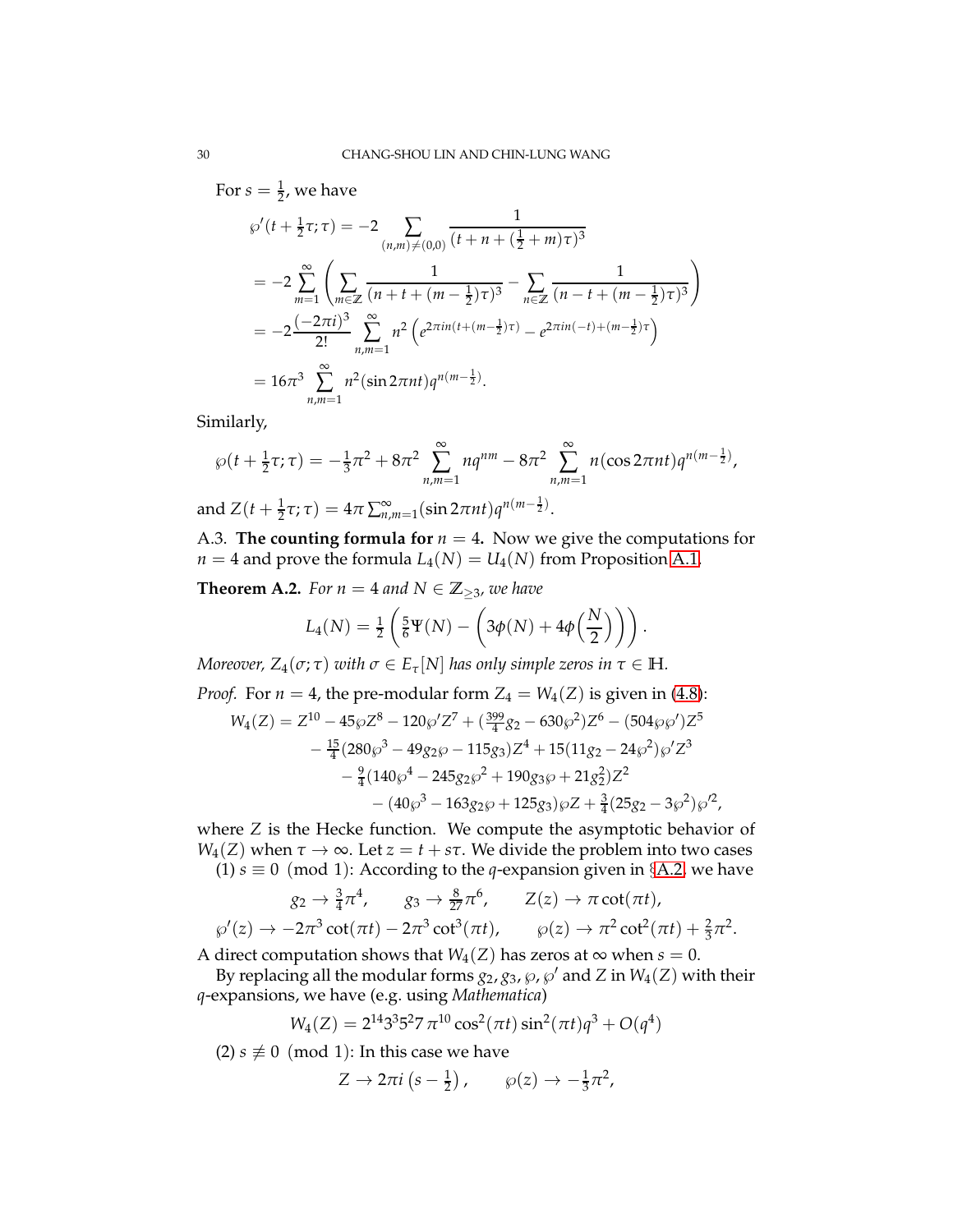For $s = \frac{1}{2}$, we have

$$
\begin{aligned}
\wp'(t + \tfrac{1}{2}\tau; \tau) &= -2 \sum_{(n,m)\neq(0,0)} \frac{1}{(t + n + (\frac{1}{2} + m)\tau)^3} \\
&= -2 \sum_{m=1}^{\infty} \left( \sum_{m\in\mathbb{Z}} \frac{1}{(n + t + (m - \frac{1}{2})\tau)^3} - \sum_{n\in\mathbb{Z}} \frac{1}{(n - t + (m - \frac{1}{2})\tau)^3} \right) \\
&= -2 \frac{(-2\pi i)^3}{2!} \sum_{n,m=1}^{\infty} n^2 \left( e^{2\pi i n(t + (m - \frac{1}{2})\tau)} - e^{2\pi i n(-t) + (m - \frac{1}{2})\tau} \right) \\
&= 16\pi^3 \sum_{n,m=1}^{\infty} n^2 (\sin 2\pi n t) q^{n(m - \frac{1}{2})}.
\end{aligned}
$$

Similarly,

$$
\wp(t + \tfrac{1}{2}\tau; \tau) = -\tfrac{1}{3}\pi^2 + 8\pi^2 \sum_{n,m=1}^{\infty} n q^{nm} - 8\pi^2 \sum_{n,m=1}^{\infty} n (\cos 2\pi n t) q^{n(m - \frac{1}{2})},
$$

and $Z(t + \frac{1}{2}\tau; \tau) = 4\pi \sum_{n,m=1}^{\infty} (\sin 2\pi n t) q^{n(m - \frac{1}{2})}$.

A.3. **The counting formula for $n = 4$.** Now we give the computations for $n = 4$ and prove the formula $L_4(N) = U_4(N)$ from Proposition A.1.

**Theorem A.2.** *For $n = 4$ and $N \in \mathbb{Z}_{\geq 3}$, we have*

$$
L_4(N) = \tfrac{1}{2} \left( \tfrac{5}{6} \Psi(N) - \left( 3\phi(N) + 4\phi\left(\frac{N}{2}\right) \right) \right).
$$

*Moreover, $Z_4(\sigma; \tau)$ with $\sigma \in E_\tau[N]$ has only simple zeros in $\tau \in \mathbb{H}$.*

*Proof.* For $n = 4$, the pre-modular form $Z_4 = W_4(Z)$ is given in (4.8):

$$
\begin{aligned}
W_4(Z) = Z^{10} &- 45\wp Z^8 - 120\wp' Z^7 + (\tfrac{399}{4} g_2 - 630\wp^2) Z^6 - (504\wp\wp') Z^5 \\
&- \tfrac{15}{4}(280\wp^3 - 49 g_2 \wp - 115 g_3) Z^4 + 15(11 g_2 - 24\wp^2)\wp' Z^3 \\
&- \tfrac{9}{4}(140\wp^4 - 245 g_2 \wp^2 + 190 g_3 \wp + 21 g_2^2) Z^2 \\
&- (40\wp^3 - 163 g_2 \wp + 125 g_3)\wp Z + \tfrac{3}{4}(25 g_2 - 3\wp^2)\wp'^2,
\end{aligned}
$$

where $Z$ is the Hecke function. We compute the asymptotic behavior of $W_4(Z)$ when $\tau \to \infty$. Let $z = t + s\tau$. We divide the problem into two cases

(1) $s \equiv 0 \pmod 1$: According to the $q$-expansion given in §A.2, we have

$$
g_2 \to \tfrac{3}{4}\pi^4, \qquad g_3 \to \tfrac{8}{27}\pi^6, \qquad Z(z) \to \pi \cot(\pi t),
$$

$$
\wp'(z) \to -2\pi^3 \cot(\pi t) - 2\pi^3 \cot^3(\pi t), \qquad \wp(z) \to \pi^2 \cot^2(\pi t) + \tfrac{2}{3}\pi^2.
$$

A direct computation shows that $W_4(Z)$ has zeros at $\infty$ when $s = 0$.

By replacing all the modular forms $g_2, g_3, \wp, \wp'$ and $Z$ in $W_4(Z)$ with their $q$-expansions, we have (e.g. using *Mathematica*)

$$
W_4(Z) = 2^{14} 3^3 5^2 7\, \pi^{10} \cos^2(\pi t) \sin^2(\pi t) q^3 + O(q^4)
$$

(2) $s \not\equiv 0 \pmod 1$: In this case we have

$$
Z \to 2\pi i \left( s - \tfrac{1}{2} \right), \qquad \wp(z) \to -\tfrac{1}{3}\pi^2,
$$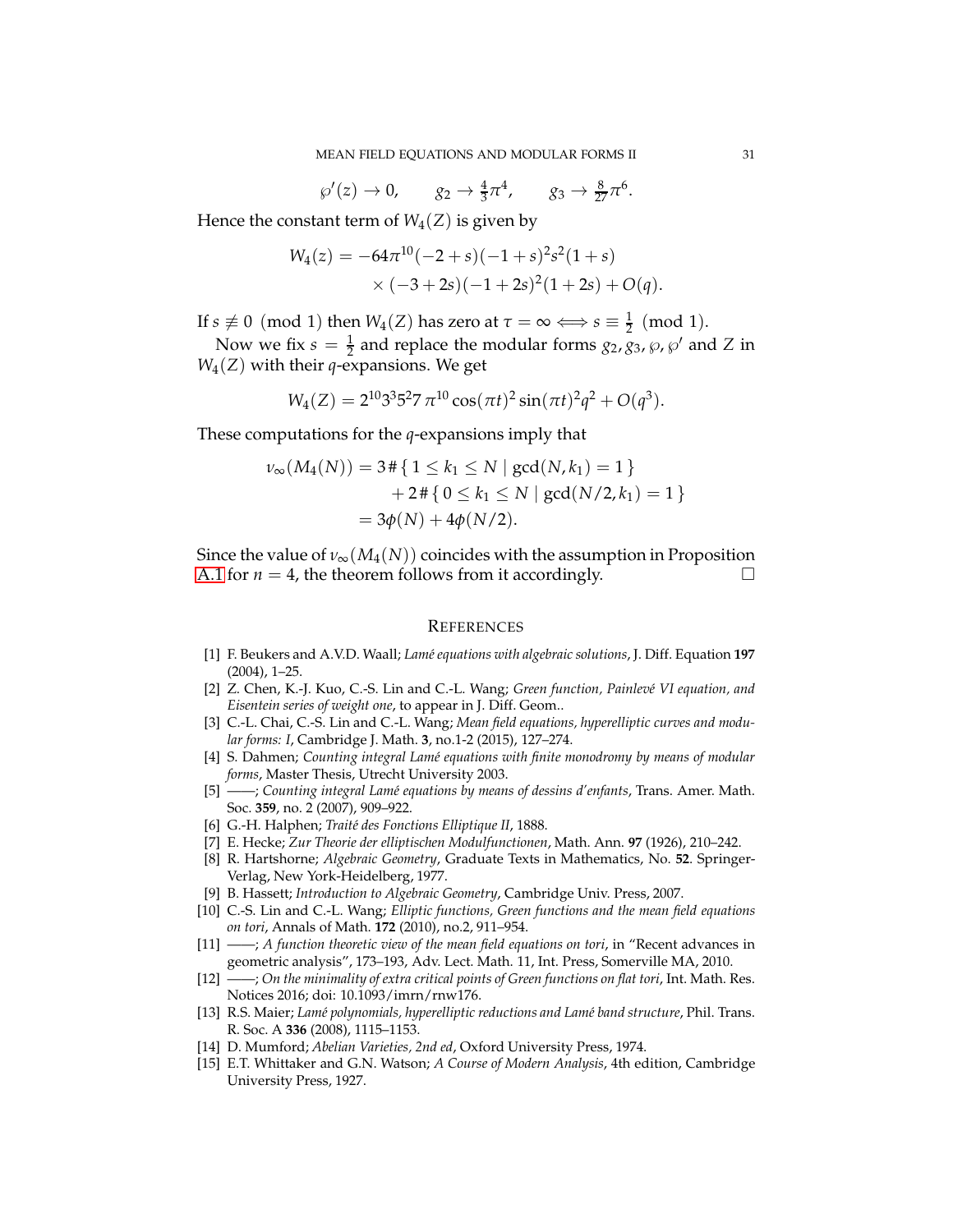$$\wp'(z) \to 0, \qquad g_2 \to \tfrac{4}{3}\pi^4, \qquad g_3 \to \tfrac{8}{27}\pi^6.$$

Hence the constant term of $W_4(Z)$ is given by

$$\begin{aligned} W_4(z) = &-64\pi^{10}(-2+s)(-1+s)^2 s^2 (1+s) \\ &\times (-3+2s)(-1+2s)^2(1+2s) + O(q). \end{aligned}$$

If $s \not\equiv 0 \pmod 1$ then $W_4(Z)$ has zero at $\tau = \infty \iff s \equiv \frac{1}{2} \pmod 1$.

Now we fix $s = \frac{1}{2}$ and replace the modular forms $g_2, g_3, \wp, \wp'$ and $Z$ in $W_4(Z)$ with their $q$-expansions. We get

$$W_4(Z) = 2^{10}3^3 5^2 7\, \pi^{10} \cos(\pi t)^2 \sin(\pi t)^2 q^2 + O(q^3).$$

These computations for the $q$-expansions imply that

$$\begin{aligned} \nu_\infty(M_4(N)) &= 3\,\#\{\, 1 \le k_1 \le N \mid \gcd(N, k_1) = 1 \,\} \\ &\quad + 2\,\#\{\, 0 \le k_1 \le N \mid \gcd(N/2, k_1) = 1 \,\} \\ &= 3\phi(N) + 4\phi(N/2). \end{aligned}$$

Since the value of $\nu_\infty(M_4(N))$ coincides with the assumption in Proposition A.1 for $n = 4$, the theorem follows from it accordingly. □

## References

[1] F. Beukers and A.V.D. Waall; *Lamé equations with algebraic solutions*, J. Diff. Equation **197** (2004), 1–25.

[2] Z. Chen, K.-J. Kuo, C.-S. Lin and C.-L. Wang; *Green function, Painlevé VI equation, and Eisentein series of weight one*, to appear in J. Diff. Geom..

[3] C.-L. Chai, C.-S. Lin and C.-L. Wang; *Mean field equations, hyperelliptic curves and modular forms: I*, Cambridge J. Math. **3**, no.1-2 (2015), 127–274.

[4] S. Dahmen; *Counting integral Lamé equations with finite monodromy by means of modular forms*, Master Thesis, Utrecht University 2003.

[5] ——; *Counting integral Lamé equations by means of dessins d'enfants*, Trans. Amer. Math. Soc. **359**, no. 2 (2007), 909–922.

[6] G.-H. Halphen; *Traité des Fonctions Elliptique II*, 1888.

[7] E. Hecke; *Zur Theorie der elliptischen Modulfunctionen*, Math. Ann. **97** (1926), 210–242.

[8] R. Hartshorne; *Algebraic Geometry*, Graduate Texts in Mathematics, No. **52**. Springer-Verlag, New York-Heidelberg, 1977.

[9] B. Hassett; *Introduction to Algebraic Geometry*, Cambridge Univ. Press, 2007.

[10] C.-S. Lin and C.-L. Wang; *Elliptic functions, Green functions and the mean field equations on tori*, Annals of Math. **172** (2010), no.2, 911–954.

[11] ——; *A function theoretic view of the mean field equations on tori*, in "Recent advances in geometric analysis", 173–193, Adv. Lect. Math. 11, Int. Press, Somerville MA, 2010.

[12] ——; *On the minimality of extra critical points of Green functions on flat tori*, Int. Math. Res. Notices 2016; doi: 10.1093/imrn/rnw176.

[13] R.S. Maier; *Lamé polynomials, hyperelliptic reductions and Lamé band structure*, Phil. Trans. R. Soc. A **336** (2008), 1115–1153.

[14] D. Mumford; *Abelian Varieties, 2nd ed*, Oxford University Press, 1974.

[15] E.T. Whittaker and G.N. Watson; *A Course of Modern Analysis*, 4th edition, Cambridge University Press, 1927.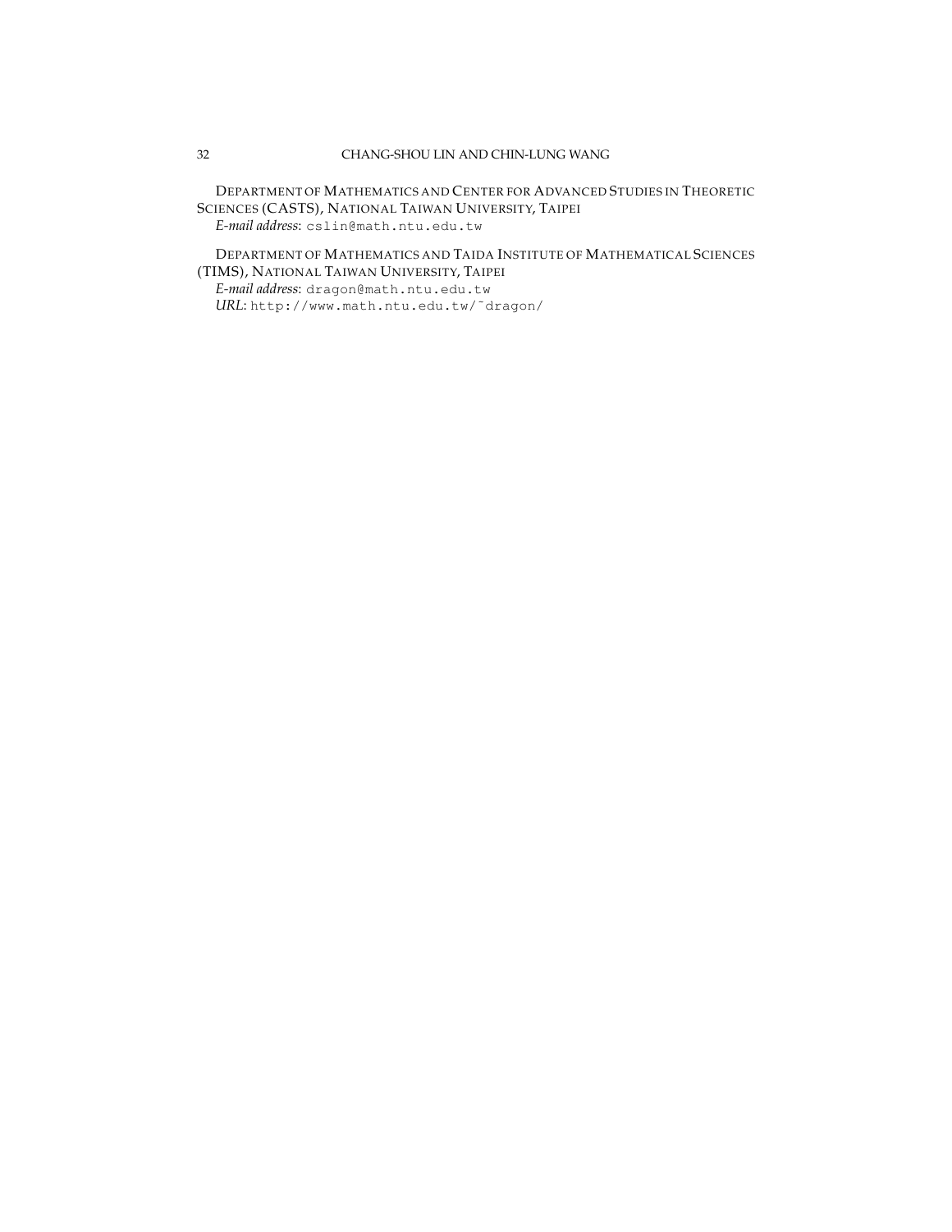DEPARTMENT OF MATHEMATICS AND CENTER FOR ADVANCED STUDIES IN THEORETIC SCIENCES (CASTS), NATIONAL TAIWAN UNIVERSITY, TAIPEI

*E-mail address*: cslin@math.ntu.edu.tw

DEPARTMENT OF MATHEMATICS AND TAIDA INSTITUTE OF MATHEMATICAL SCIENCES (TIMS), NATIONAL TAIWAN UNIVERSITY, TAIPEI

*E-mail address*: dragon@math.ntu.edu.tw

*URL*: http://www.math.ntu.edu.tw/~dragon/